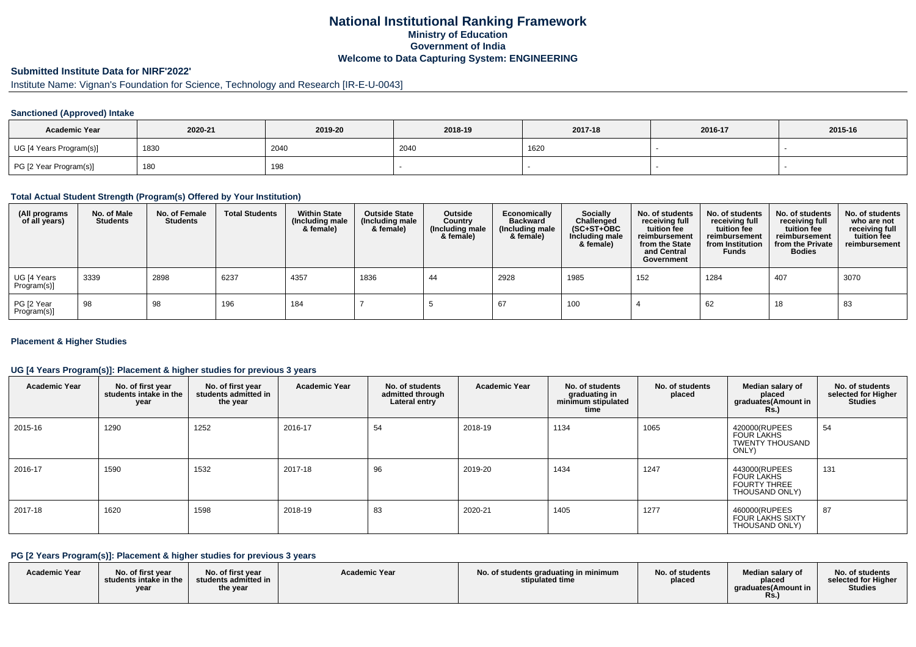# National Institutional Ranking Framework

## Ministry of Education

## Government of India

## Welcome to Data Capturing System: ENGINEERING

### Submitted Institute Data for NIRF'2022'

Institute Name: Vignan's Foundation for Science, Technology and Research [IR-E-U-0043]

### Sanctioned (Approved) Intake

| Academic Year | 2020-21 | 2019-20 | 2018-19 | 2017-18 | 2016-17 | 2015-16 |
|---|---|---|---|---|---|---|
| UG [4 Years Program(s)] | 1830 | 2040 | 2040 | 1620 | - | - |
| PG [2 Year Program(s)] | 180 | 198 | - | - | - | - |

### Total Actual Student Strength (Program(s) Offered by Your Institution)

| (All programs of all years) | No. of Male Students | No. of Female Students | Total Students | Within State (Including male & female) | Outside State (Including male & female) | Outside Country (Including male & female) | Economically Backward (Including male & female) | Socially Challenged (SC+ST+OBC Including male & female) | No. of students receiving full tuition fee reimbursement from the State and Central Government | No. of students receiving full tuition fee reimbursement from Institution Funds | No. of students receiving full tuition fee reimbursement from the Private Bodies | No. of students who are not receiving full tuition fee reimbursement |
|---|---|---|---|---|---|---|---|---|---|---|---|---|
| UG [4 Years Program(s)] | 3339 | 2898 | 6237 | 4357 | 1836 | 44 | 2928 | 1985 | 152 | 1284 | 407 | 3070 |
| PG [2 Year Program(s)] | 98 | 98 | 196 | 184 | 7 | 5 | 67 | 100 | 4 | 62 | 18 | 83 |

### Placement & Higher Studies

### UG [4 Years Program(s)]: Placement & higher studies for previous 3 years

| Academic Year | No. of first year students intake in the year | No. of first year students admitted in the year | Academic Year | No. of students admitted through Lateral entry | Academic Year | No. of students graduating in minimum stipulated time | No. of students placed | Median salary of placed graduates(Amount in Rs.) | No. of students selected for Higher Studies |
|---|---|---|---|---|---|---|---|---|---|
| 2015-16 | 1290 | 1252 | 2016-17 | 54 | 2018-19 | 1134 | 1065 | 420000(RUPEES FOUR LAKHS TWENTY THOUSAND ONLY) | 54 |
| 2016-17 | 1590 | 1532 | 2017-18 | 96 | 2019-20 | 1434 | 1247 | 443000(RUPEES FOUR LAKHS FOURTY THREE THOUSAND ONLY) | 131 |
| 2017-18 | 1620 | 1598 | 2018-19 | 83 | 2020-21 | 1405 | 1277 | 460000(RUPEES FOUR LAKHS SIXTY THOUSAND ONLY) | 87 |

### PG [2 Years Program(s)]: Placement & higher studies for previous 3 years

| Academic Year | No. of first year students intake in the year | No. of first year students admitted in the year | Academic Year | No. of students graduating in minimum stipulated time | No. of students placed | Median salary of placed graduates(Amount in Rs.) | No. of students selected for Higher Studies |
|---|---|---|---|---|---|---|---|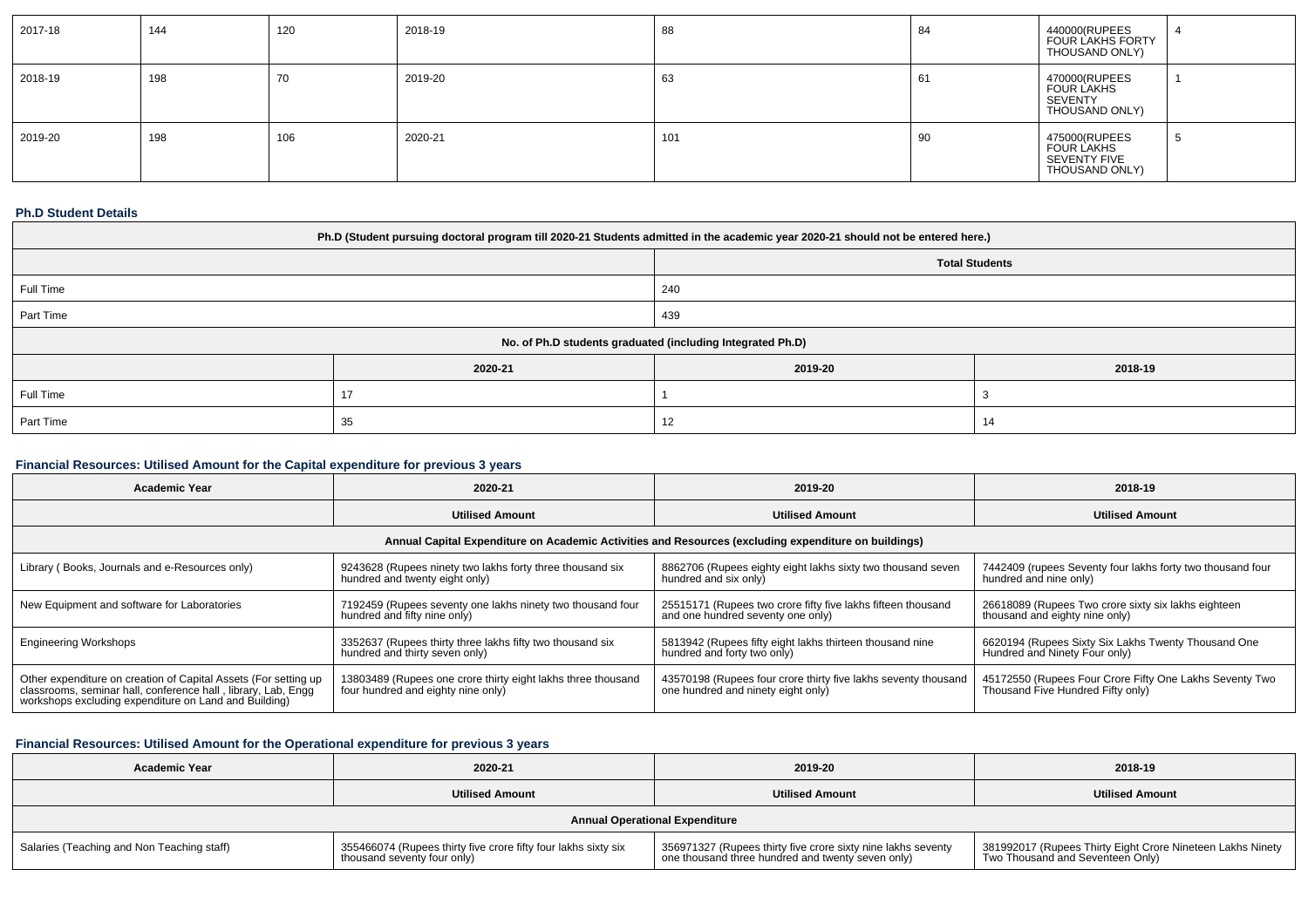| 2017-18 | 144 | 120 | 2018-19 | 88 | 84 | 440000(RUPEES FOUR LAKHS FORTY THOUSAND ONLY) | 4 |
|---|---|---|---|---|---|---|---|
| 2018-19 | 198 | 70 | 2019-20 | 63 | 61 | 470000(RUPEES FOUR LAKHS SEVENTY THOUSAND ONLY) | 1 |
| 2019-20 | 198 | 106 | 2020-21 | 101 | 90 | 475000(RUPEES FOUR LAKHS SEVENTY FIVE THOUSAND ONLY) | 5 |

### Ph.D Student Details

| Ph.D (Student pursuing doctoral program till 2020-21 Students admitted in the academic year 2020-21 should not be entered here.) | | |
|---|---|---|
| | Total Students | |
| Full Time | 240 | |
| Part Time | 439 | |
| No. of Ph.D students graduated (including Integrated Ph.D) | | |
| | 2020-21 | 2019-20 | 2018-19 |
| Full Time | 17 | 1 | 3 |
| Part Time | 35 | 12 | 14 |

### Financial Resources: Utilised Amount for the Capital expenditure for previous 3 years

| Academic Year | 2020-21 | 2019-20 | 2018-19 |
|---|---|---|---|
| | Utilised Amount | Utilised Amount | Utilised Amount |
| Annual Capital Expenditure on Academic Activities and Resources (excluding expenditure on buildings) | | | |
| Library ( Books, Journals and e-Resources only) | 9243628 (Rupees ninety two lakhs forty three thousand six hundred and twenty eight only) | 8862706 (Rupees eighty eight lakhs sixty two thousand seven hundred and six only) | 7442409 (rupees Seventy four lakhs forty two thousand four hundred and nine only) |
| New Equipment and software for Laboratories | 7192459 (Rupees seventy one lakhs ninety two thousand four hundred and fifty nine only) | 25515171 (Rupees two crore fifty five lakhs fifteen thousand and one hundred seventy one only) | 26618089 (Rupees Two crore sixty six lakhs eighteen thousand and eighty nine only) |
| Engineering Workshops | 3352637 (Rupees thirty three lakhs fifty two thousand six hundred and thirty seven only) | 5813942 (Rupees fifty eight lakhs thirteen thousand nine hundred and forty two only) | 6620194 (Rupees Sixty Six Lakhs Twenty Thousand One Hundred and Ninety Four only) |
| Other expenditure on creation of Capital Assets (For setting up classrooms, seminar hall, conference hall , library, Lab, Engg workshops excluding expenditure on Land and Building) | 13803489 (Rupees one crore thirty eight lakhs three thousand four hundred and eighty nine only) | 43570198 (Rupees four crore thirty five lakhs seventy thousand one hundred and ninety eight only) | 45172550 (Rupees Four Crore Fifty One Lakhs Seventy Two Thousand Five Hundred Fifty only) |

### Financial Resources: Utilised Amount for the Operational expenditure for previous 3 years

| Academic Year | 2020-21 | 2019-20 | 2018-19 |
|---|---|---|---|
| | Utilised Amount | Utilised Amount | Utilised Amount |
| Annual Operational Expenditure | | | |
| Salaries (Teaching and Non Teaching staff) | 355466074 (Rupees thirty five crore fifty four lakhs sixty six thousand seventy four only) | 356971327 (Rupees thirty five crore sixty nine lakhs seventy one thousand three hundred and twenty seven only) | 381992017 (Rupees Thirty Eight Crore Nineteen Lakhs Ninety Two Thousand and Seventeen Only) |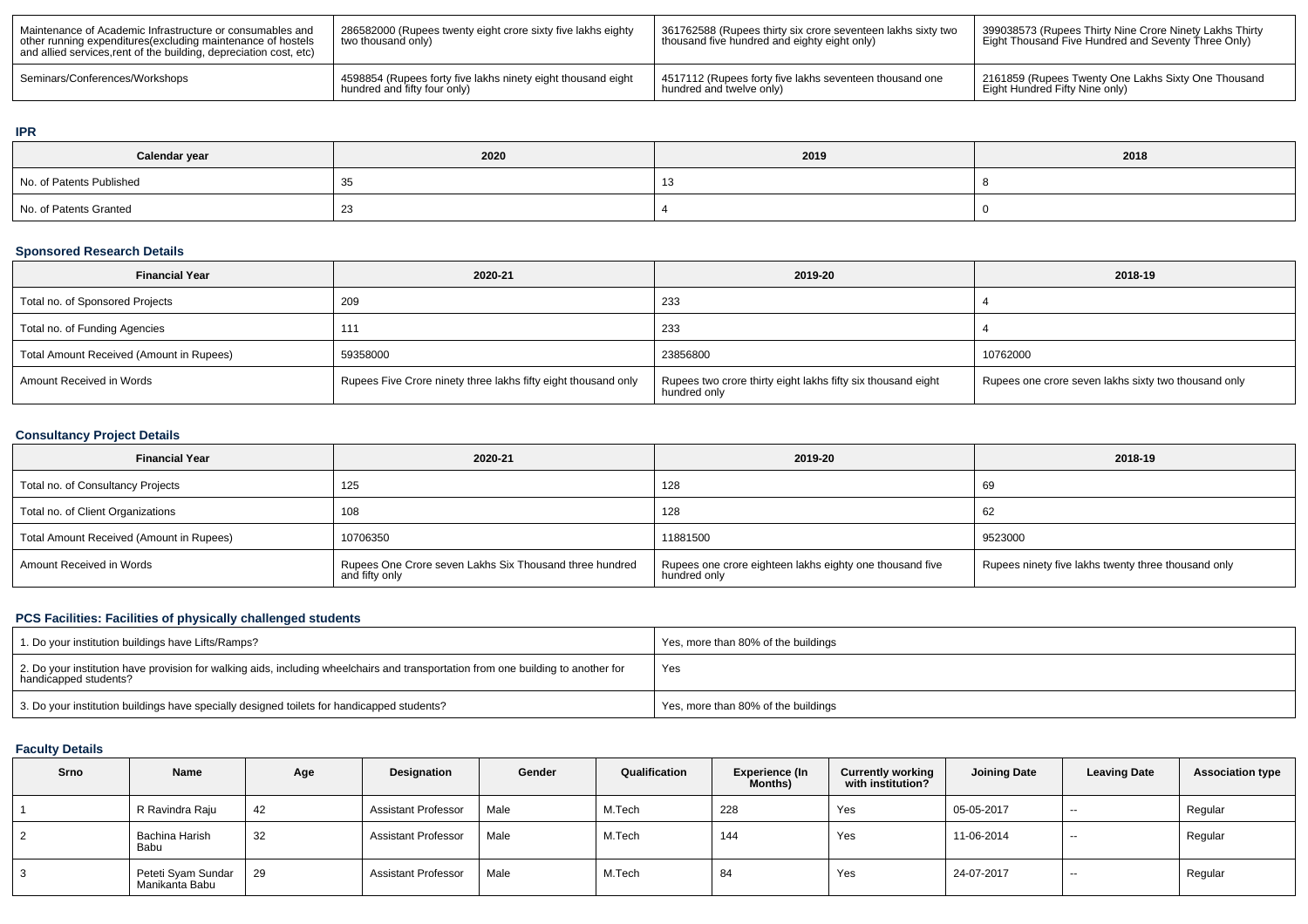| Maintenance of Academic Infrastructure or consumables and other running expenditures(excluding maintenance of hostels and allied services,rent of the building, depreciation cost, etc) | 286582000 (Rupees twenty eight crore sixty five lakhs eighty two thousand only) | 361762588 (Rupees thirty six crore seventeen lakhs sixty two thousand five hundred and eighty eight only) | 399038573 (Rupees Thirty Nine Crore Ninety Lakhs Thirty Eight Thousand Five Hundred and Seventy Three Only) |
|---|---|---|---|
| Seminars/Conferences/Workshops | 4598854 (Rupees forty five lakhs ninety eight thousand eight hundred and fifty four only) | 4517112 (Rupees forty five lakhs seventeen thousand one hundred and twelve only) | 2161859 (Rupees Twenty One Lakhs Sixty One Thousand Eight Hundred Fifty Nine only) |

### IPR

| Calendar year | 2020 | 2019 | 2018 |
|---|---|---|---|
| No. of Patents Published | 35 | 13 | 8 |
| No. of Patents Granted | 23 | 4 | 0 |

### Sponsored Research Details

| Financial Year | 2020-21 | 2019-20 | 2018-19 |
|---|---|---|---|
| Total no. of Sponsored Projects | 209 | 233 | 4 |
| Total no. of Funding Agencies | 111 | 233 | 4 |
| Total Amount Received (Amount in Rupees) | 59358000 | 23856800 | 10762000 |
| Amount Received in Words | Rupees Five Crore ninety three lakhs fifty eight thousand only | Rupees two crore thirty eight lakhs fifty six thousand eight hundred only | Rupees one crore seven lakhs sixty two thousand only |

### Consultancy Project Details

| Financial Year | 2020-21 | 2019-20 | 2018-19 |
|---|---|---|---|
| Total no. of Consultancy Projects | 125 | 128 | 69 |
| Total no. of Client Organizations | 108 | 128 | 62 |
| Total Amount Received (Amount in Rupees) | 10706350 | 11881500 | 9523000 |
| Amount Received in Words | Rupees One Crore seven Lakhs Six Thousand three hundred and fifty only | Rupees one crore eighteen lakhs eighty one thousand five hundred only | Rupees ninety five lakhs twenty three thousand only |

### PCS Facilities: Facilities of physically challenged students

| 1. Do your institution buildings have Lifts/Ramps? | Yes, more than 80% of the buildings |
|---|---|
| 2. Do your institution have provision for walking aids, including wheelchairs and transportation from one building to another for handicapped students? | Yes |
| 3. Do your institution buildings have specially designed toilets for handicapped students? | Yes, more than 80% of the buildings |

### Faculty Details

| Srno | Name | Age | Designation | Gender | Qualification | Experience (In Months) | Currently working with institution? | Joining Date | Leaving Date | Association type |
|---|---|---|---|---|---|---|---|---|---|---|
| 1 | R Ravindra Raju | 42 | Assistant Professor | Male | M.Tech | 228 | Yes | 05-05-2017 | -- | Regular |
| 2 | Bachina Harish Babu | 32 | Assistant Professor | Male | M.Tech | 144 | Yes | 11-06-2014 | -- | Regular |
| 3 | Peteti Syam Sundar Manikanta Babu | 29 | Assistant Professor | Male | M.Tech | 84 | Yes | 24-07-2017 | -- | Regular |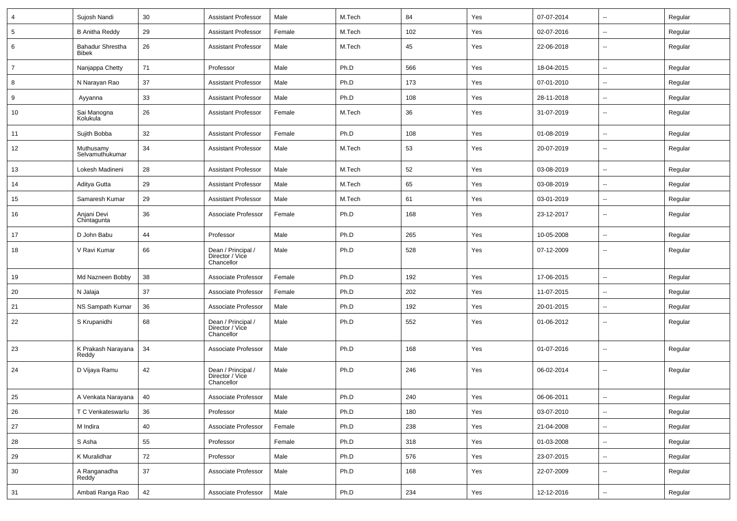| 4 | Sujosh Nandi | 30 | Assistant Professor | Male | M.Tech | 84 | Yes | 07-07-2014 | -- | Regular |
|---|---|---|---|---|---|---|---|---|---|---|
| 5 | B Anitha Reddy | 29 | Assistant Professor | Female | M.Tech | 102 | Yes | 02-07-2016 | -- | Regular |
| 6 | Bahadur Shrestha Bibek | 26 | Assistant Professor | Male | M.Tech | 45 | Yes | 22-06-2018 | -- | Regular |
| 7 | Nanjappa Chetty | 71 | Professor | Male | Ph.D | 566 | Yes | 18-04-2015 | -- | Regular |
| 8 | N Narayan Rao | 37 | Assistant Professor | Male | Ph.D | 173 | Yes | 07-01-2010 | -- | Regular |
| 9 | Ayyanna | 33 | Assistant Professor | Male | Ph.D | 108 | Yes | 28-11-2018 | -- | Regular |
| 10 | Sai Manogna Kolukula | 26 | Assistant Professor | Female | M.Tech | 36 | Yes | 31-07-2019 | -- | Regular |
| 11 | Sujith Bobba | 32 | Assistant Professor | Female | Ph.D | 108 | Yes | 01-08-2019 | -- | Regular |
| 12 | Muthusamy Selvamuthukumar | 34 | Assistant Professor | Male | M.Tech | 53 | Yes | 20-07-2019 | -- | Regular |
| 13 | Lokesh Madineni | 28 | Assistant Professor | Male | M.Tech | 52 | Yes | 03-08-2019 | -- | Regular |
| 14 | Aditya Gutta | 29 | Assistant Professor | Male | M.Tech | 65 | Yes | 03-08-2019 | -- | Regular |
| 15 | Samaresh Kumar | 29 | Assistant Professor | Male | M.Tech | 61 | Yes | 03-01-2019 | -- | Regular |
| 16 | Anjani Devi Chintagunta | 36 | Associate Professor | Female | Ph.D | 168 | Yes | 23-12-2017 | -- | Regular |
| 17 | D John Babu | 44 | Professor | Male | Ph.D | 265 | Yes | 10-05-2008 | -- | Regular |
| 18 | V Ravi Kumar | 66 | Dean / Principal / Director / Vice Chancellor | Male | Ph.D | 528 | Yes | 07-12-2009 | -- | Regular |
| 19 | Md Nazneen Bobby | 38 | Associate Professor | Female | Ph.D | 192 | Yes | 17-06-2015 | -- | Regular |
| 20 | N Jalaja | 37 | Associate Professor | Female | Ph.D | 202 | Yes | 11-07-2015 | -- | Regular |
| 21 | NS Sampath Kumar | 36 | Associate Professor | Male | Ph.D | 192 | Yes | 20-01-2015 | -- | Regular |
| 22 | S Krupanidhi | 68 | Dean / Principal / Director / Vice Chancellor | Male | Ph.D | 552 | Yes | 01-06-2012 | -- | Regular |
| 23 | K Prakash Narayana Reddy | 34 | Associate Professor | Male | Ph.D | 168 | Yes | 01-07-2016 | -- | Regular |
| 24 | D Vijaya Ramu | 42 | Dean / Principal / Director / Vice Chancellor | Male | Ph.D | 246 | Yes | 06-02-2014 | -- | Regular |
| 25 | A Venkata Narayana | 40 | Associate Professor | Male | Ph.D | 240 | Yes | 06-06-2011 | -- | Regular |
| 26 | T C Venkateswarlu | 36 | Professor | Male | Ph.D | 180 | Yes | 03-07-2010 | -- | Regular |
| 27 | M Indira | 40 | Associate Professor | Female | Ph.D | 238 | Yes | 21-04-2008 | -- | Regular |
| 28 | S Asha | 55 | Professor | Female | Ph.D | 318 | Yes | 01-03-2008 | -- | Regular |
| 29 | K Muralidhar | 72 | Professor | Male | Ph.D | 576 | Yes | 23-07-2015 | -- | Regular |
| 30 | A Ranganadha Reddy | 37 | Associate Professor | Male | Ph.D | 168 | Yes | 22-07-2009 | -- | Regular |
| 31 | Ambati Ranga Rao | 42 | Associate Professor | Male | Ph.D | 234 | Yes | 12-12-2016 | -- | Regular |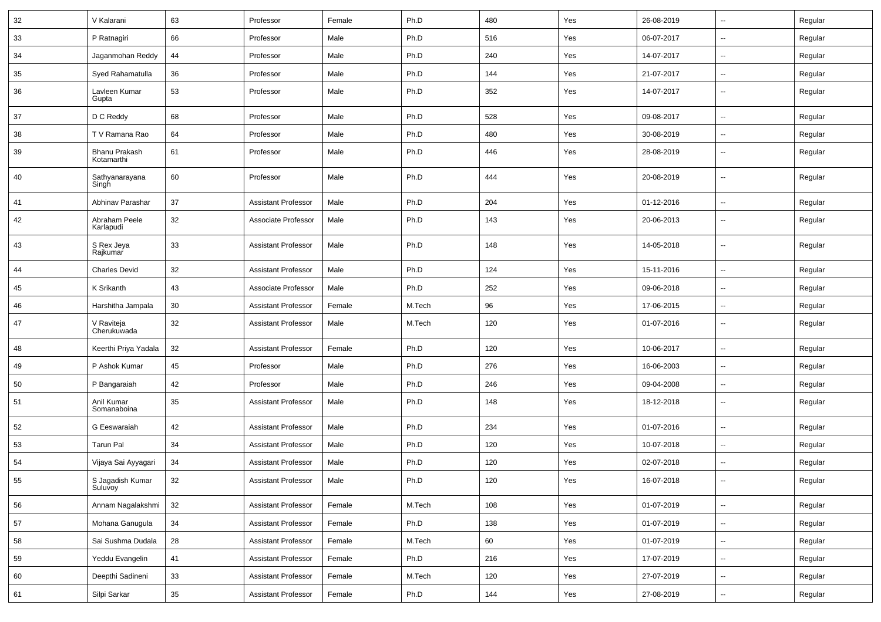| 32 | V Kalarani | 63 | Professor | Female | Ph.D | 480 | Yes | 26-08-2019 | -- | Regular |
|---|---|---|---|---|---|---|---|---|---|---|
| 33 | P Ratnagiri | 66 | Professor | Male | Ph.D | 516 | Yes | 06-07-2017 | -- | Regular |
| 34 | Jaganmohan Reddy | 44 | Professor | Male | Ph.D | 240 | Yes | 14-07-2017 | -- | Regular |
| 35 | Syed Rahamatulla | 36 | Professor | Male | Ph.D | 144 | Yes | 21-07-2017 | -- | Regular |
| 36 | Lavleen Kumar Gupta | 53 | Professor | Male | Ph.D | 352 | Yes | 14-07-2017 | -- | Regular |
| 37 | D C Reddy | 68 | Professor | Male | Ph.D | 528 | Yes | 09-08-2017 | -- | Regular |
| 38 | T V Ramana Rao | 64 | Professor | Male | Ph.D | 480 | Yes | 30-08-2019 | -- | Regular |
| 39 | Bhanu Prakash Kotamarthi | 61 | Professor | Male | Ph.D | 446 | Yes | 28-08-2019 | -- | Regular |
| 40 | Sathyanarayana Singh | 60 | Professor | Male | Ph.D | 444 | Yes | 20-08-2019 | -- | Regular |
| 41 | Abhinav Parashar | 37 | Assistant Professor | Male | Ph.D | 204 | Yes | 01-12-2016 | -- | Regular |
| 42 | Abraham Peele Karlapudi | 32 | Associate Professor | Male | Ph.D | 143 | Yes | 20-06-2013 | -- | Regular |
| 43 | S Rex Jeya Rajkumar | 33 | Assistant Professor | Male | Ph.D | 148 | Yes | 14-05-2018 | -- | Regular |
| 44 | Charles Devid | 32 | Assistant Professor | Male | Ph.D | 124 | Yes | 15-11-2016 | -- | Regular |
| 45 | K Srikanth | 43 | Associate Professor | Male | Ph.D | 252 | Yes | 09-06-2018 | -- | Regular |
| 46 | Harshitha Jampala | 30 | Assistant Professor | Female | M.Tech | 96 | Yes | 17-06-2015 | -- | Regular |
| 47 | V Raviteja Cherukuwada | 32 | Assistant Professor | Male | M.Tech | 120 | Yes | 01-07-2016 | -- | Regular |
| 48 | Keerthi Priya Yadala | 32 | Assistant Professor | Female | Ph.D | 120 | Yes | 10-06-2017 | -- | Regular |
| 49 | P Ashok Kumar | 45 | Professor | Male | Ph.D | 276 | Yes | 16-06-2003 | -- | Regular |
| 50 | P Bangaraiah | 42 | Professor | Male | Ph.D | 246 | Yes | 09-04-2008 | -- | Regular |
| 51 | Anil Kumar Somanaboina | 35 | Assistant Professor | Male | Ph.D | 148 | Yes | 18-12-2018 | -- | Regular |
| 52 | G Eeswaraiah | 42 | Assistant Professor | Male | Ph.D | 234 | Yes | 01-07-2016 | -- | Regular |
| 53 | Tarun Pal | 34 | Assistant Professor | Male | Ph.D | 120 | Yes | 10-07-2018 | -- | Regular |
| 54 | Vijaya Sai Ayyagari | 34 | Assistant Professor | Male | Ph.D | 120 | Yes | 02-07-2018 | -- | Regular |
| 55 | S Jagadish Kumar Suluvoy | 32 | Assistant Professor | Male | Ph.D | 120 | Yes | 16-07-2018 | -- | Regular |
| 56 | Annam Nagalakshmi | 32 | Assistant Professor | Female | M.Tech | 108 | Yes | 01-07-2019 | -- | Regular |
| 57 | Mohana Ganugula | 34 | Assistant Professor | Female | Ph.D | 138 | Yes | 01-07-2019 | -- | Regular |
| 58 | Sai Sushma Dudala | 28 | Assistant Professor | Female | M.Tech | 60 | Yes | 01-07-2019 | -- | Regular |
| 59 | Yeddu Evangelin | 41 | Assistant Professor | Female | Ph.D | 216 | Yes | 17-07-2019 | -- | Regular |
| 60 | Deepthi Sadineni | 33 | Assistant Professor | Female | M.Tech | 120 | Yes | 27-07-2019 | -- | Regular |
| 61 | Silpi Sarkar | 35 | Assistant Professor | Female | Ph.D | 144 | Yes | 27-08-2019 | -- | Regular |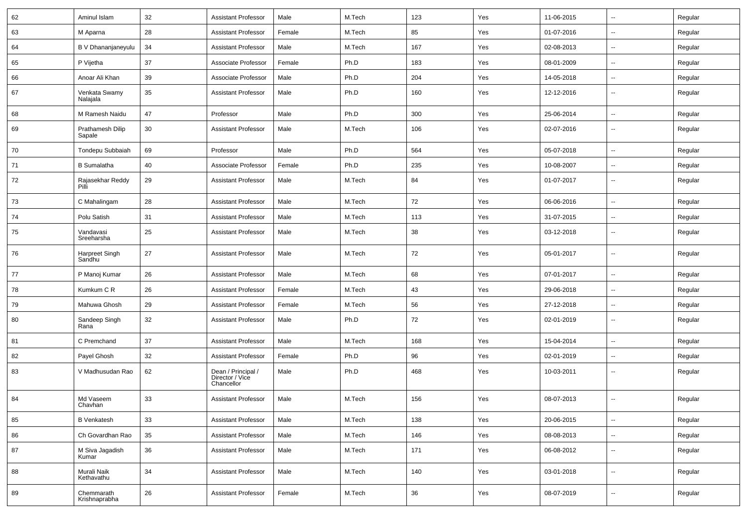| | | | | | | | | | | |
|---|---|---|---|---|---|---|---|---|---|---|
| 62 | Aminul Islam | 32 | Assistant Professor | Male | M.Tech | 123 | Yes | 11-06-2015 | -- | Regular |
| 63 | M Aparna | 28 | Assistant Professor | Female | M.Tech | 85 | Yes | 01-07-2016 | -- | Regular |
| 64 | B V Dhananjaneyulu | 34 | Assistant Professor | Male | M.Tech | 167 | Yes | 02-08-2013 | -- | Regular |
| 65 | P Vijetha | 37 | Associate Professor | Female | Ph.D | 183 | Yes | 08-01-2009 | -- | Regular |
| 66 | Anoar Ali Khan | 39 | Associate Professor | Male | Ph.D | 204 | Yes | 14-05-2018 | -- | Regular |
| 67 | Venkata Swamy Nalajala | 35 | Assistant Professor | Male | Ph.D | 160 | Yes | 12-12-2016 | -- | Regular |
| 68 | M Ramesh Naidu | 47 | Professor | Male | Ph.D | 300 | Yes | 25-06-2014 | -- | Regular |
| 69 | Prathamesh Dilip Sapale | 30 | Assistant Professor | Male | M.Tech | 106 | Yes | 02-07-2016 | -- | Regular |
| 70 | Tondepu Subbaiah | 69 | Professor | Male | Ph.D | 564 | Yes | 05-07-2018 | -- | Regular |
| 71 | B Sumalatha | 40 | Associate Professor | Female | Ph.D | 235 | Yes | 10-08-2007 | -- | Regular |
| 72 | Rajasekhar Reddy Pilli | 29 | Assistant Professor | Male | M.Tech | 84 | Yes | 01-07-2017 | -- | Regular |
| 73 | C Mahalingam | 28 | Assistant Professor | Male | M.Tech | 72 | Yes | 06-06-2016 | -- | Regular |
| 74 | Polu Satish | 31 | Assistant Professor | Male | M.Tech | 113 | Yes | 31-07-2015 | -- | Regular |
| 75 | Vandavasi Sreeharsha | 25 | Assistant Professor | Male | M.Tech | 38 | Yes | 03-12-2018 | -- | Regular |
| 76 | Harpreet Singh Sandhu | 27 | Assistant Professor | Male | M.Tech | 72 | Yes | 05-01-2017 | -- | Regular |
| 77 | P Manoj Kumar | 26 | Assistant Professor | Male | M.Tech | 68 | Yes | 07-01-2017 | -- | Regular |
| 78 | Kumkum C R | 26 | Assistant Professor | Female | M.Tech | 43 | Yes | 29-06-2018 | -- | Regular |
| 79 | Mahuwa Ghosh | 29 | Assistant Professor | Female | M.Tech | 56 | Yes | 27-12-2018 | -- | Regular |
| 80 | Sandeep Singh Rana | 32 | Assistant Professor | Male | Ph.D | 72 | Yes | 02-01-2019 | -- | Regular |
| 81 | C Premchand | 37 | Assistant Professor | Male | M.Tech | 168 | Yes | 15-04-2014 | -- | Regular |
| 82 | Payel Ghosh | 32 | Assistant Professor | Female | Ph.D | 96 | Yes | 02-01-2019 | -- | Regular |
| 83 | V Madhusudan Rao | 62 | Dean / Principal / Director / Vice Chancellor | Male | Ph.D | 468 | Yes | 10-03-2011 | -- | Regular |
| 84 | Md Vaseem Chavhan | 33 | Assistant Professor | Male | M.Tech | 156 | Yes | 08-07-2013 | -- | Regular |
| 85 | B Venkatesh | 33 | Assistant Professor | Male | M.Tech | 138 | Yes | 20-06-2015 | -- | Regular |
| 86 | Ch Govardhan Rao | 35 | Assistant Professor | Male | M.Tech | 146 | Yes | 08-08-2013 | -- | Regular |
| 87 | M Siva Jagadish Kumar | 36 | Assistant Professor | Male | M.Tech | 171 | Yes | 06-08-2012 | -- | Regular |
| 88 | Murali Naik Kethavathu | 34 | Assistant Professor | Male | M.Tech | 140 | Yes | 03-01-2018 | -- | Regular |
| 89 | Chemmarath Krishnaprabha | 26 | Assistant Professor | Female | M.Tech | 36 | Yes | 08-07-2019 | -- | Regular |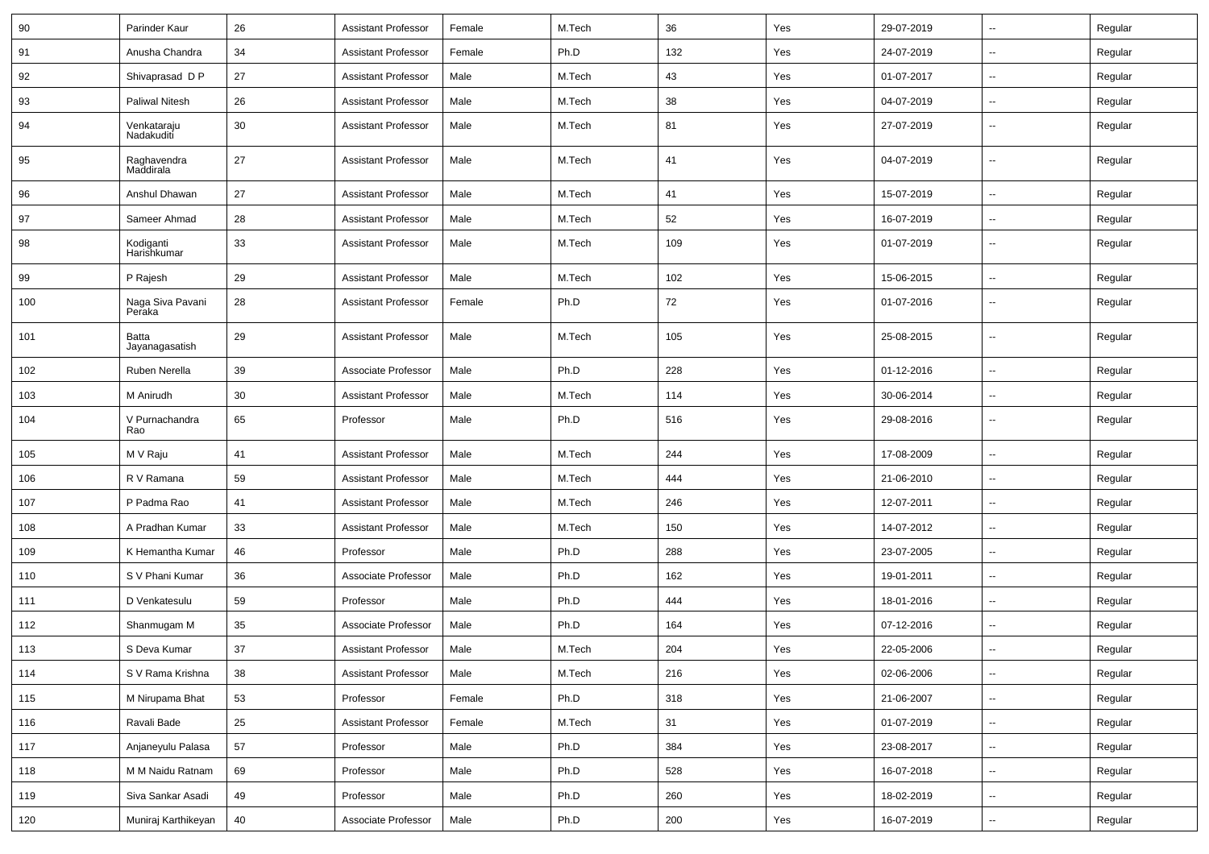| 90 | Parinder Kaur | 26 | Assistant Professor | Female | M.Tech | 36 | Yes | 29-07-2019 | -- | Regular |
|---|---|---|---|---|---|---|---|---|---|---|
| 91 | Anusha Chandra | 34 | Assistant Professor | Female | Ph.D | 132 | Yes | 24-07-2019 | -- | Regular |
| 92 | Shivaprasad D P | 27 | Assistant Professor | Male | M.Tech | 43 | Yes | 01-07-2017 | -- | Regular |
| 93 | Paliwal Nitesh | 26 | Assistant Professor | Male | M.Tech | 38 | Yes | 04-07-2019 | -- | Regular |
| 94 | Venkataraju Nadakuditi | 30 | Assistant Professor | Male | M.Tech | 81 | Yes | 27-07-2019 | -- | Regular |
| 95 | Raghavendra Maddirala | 27 | Assistant Professor | Male | M.Tech | 41 | Yes | 04-07-2019 | -- | Regular |
| 96 | Anshul Dhawan | 27 | Assistant Professor | Male | M.Tech | 41 | Yes | 15-07-2019 | -- | Regular |
| 97 | Sameer Ahmad | 28 | Assistant Professor | Male | M.Tech | 52 | Yes | 16-07-2019 | -- | Regular |
| 98 | Kodiganti Harishkumar | 33 | Assistant Professor | Male | M.Tech | 109 | Yes | 01-07-2019 | -- | Regular |
| 99 | P Rajesh | 29 | Assistant Professor | Male | M.Tech | 102 | Yes | 15-06-2015 | -- | Regular |
| 100 | Naga Siva Pavani Peraka | 28 | Assistant Professor | Female | Ph.D | 72 | Yes | 01-07-2016 | -- | Regular |
| 101 | Batta Jayanagasatish | 29 | Assistant Professor | Male | M.Tech | 105 | Yes | 25-08-2015 | -- | Regular |
| 102 | Ruben Nerella | 39 | Associate Professor | Male | Ph.D | 228 | Yes | 01-12-2016 | -- | Regular |
| 103 | M Anirudh | 30 | Assistant Professor | Male | M.Tech | 114 | Yes | 30-06-2014 | -- | Regular |
| 104 | V Purnachandra Rao | 65 | Professor | Male | Ph.D | 516 | Yes | 29-08-2016 | -- | Regular |
| 105 | M V Raju | 41 | Assistant Professor | Male | M.Tech | 244 | Yes | 17-08-2009 | -- | Regular |
| 106 | R V Ramana | 59 | Assistant Professor | Male | M.Tech | 444 | Yes | 21-06-2010 | -- | Regular |
| 107 | P Padma Rao | 41 | Assistant Professor | Male | M.Tech | 246 | Yes | 12-07-2011 | -- | Regular |
| 108 | A Pradhan Kumar | 33 | Assistant Professor | Male | M.Tech | 150 | Yes | 14-07-2012 | -- | Regular |
| 109 | K Hemantha Kumar | 46 | Professor | Male | Ph.D | 288 | Yes | 23-07-2005 | -- | Regular |
| 110 | S V Phani Kumar | 36 | Associate Professor | Male | Ph.D | 162 | Yes | 19-01-2011 | -- | Regular |
| 111 | D Venkatesulu | 59 | Professor | Male | Ph.D | 444 | Yes | 18-01-2016 | -- | Regular |
| 112 | Shanmugam M | 35 | Associate Professor | Male | Ph.D | 164 | Yes | 07-12-2016 | -- | Regular |
| 113 | S Deva Kumar | 37 | Assistant Professor | Male | M.Tech | 204 | Yes | 22-05-2006 | -- | Regular |
| 114 | S V Rama Krishna | 38 | Assistant Professor | Male | M.Tech | 216 | Yes | 02-06-2006 | -- | Regular |
| 115 | M Nirupama Bhat | 53 | Professor | Female | Ph.D | 318 | Yes | 21-06-2007 | -- | Regular |
| 116 | Ravali Bade | 25 | Assistant Professor | Female | M.Tech | 31 | Yes | 01-07-2019 | -- | Regular |
| 117 | Anjaneyulu Palasa | 57 | Professor | Male | Ph.D | 384 | Yes | 23-08-2017 | -- | Regular |
| 118 | M M Naidu Ratnam | 69 | Professor | Male | Ph.D | 528 | Yes | 16-07-2018 | -- | Regular |
| 119 | Siva Sankar Asadi | 49 | Professor | Male | Ph.D | 260 | Yes | 18-02-2019 | -- | Regular |
| 120 | Muniraj Karthikeyan | 40 | Associate Professor | Male | Ph.D | 200 | Yes | 16-07-2019 | -- | Regular |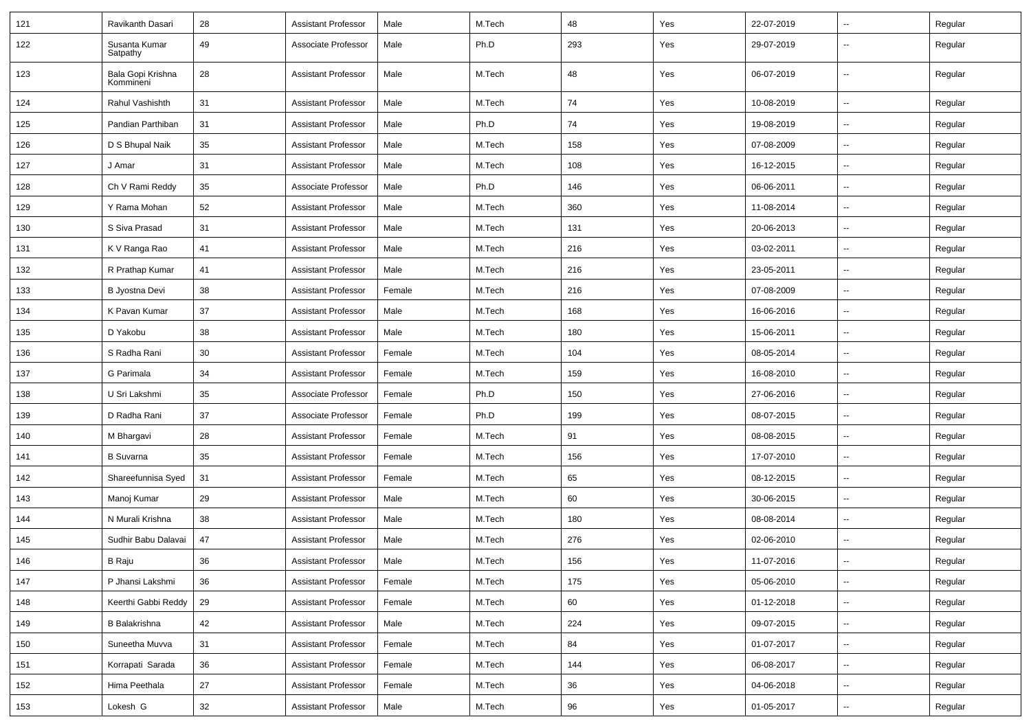| 121 | Ravikanth Dasari | 28 | Assistant Professor | Male | M.Tech | 48 | Yes | 22-07-2019 | -- | Regular |
|---|---|---|---|---|---|---|---|---|---|---|
| 122 | Susanta Kumar Satpathy | 49 | Associate Professor | Male | Ph.D | 293 | Yes | 29-07-2019 | -- | Regular |
| 123 | Bala Gopi Krishna Kommineni | 28 | Assistant Professor | Male | M.Tech | 48 | Yes | 06-07-2019 | -- | Regular |
| 124 | Rahul Vashishth | 31 | Assistant Professor | Male | M.Tech | 74 | Yes | 10-08-2019 | -- | Regular |
| 125 | Pandian Parthiban | 31 | Assistant Professor | Male | Ph.D | 74 | Yes | 19-08-2019 | -- | Regular |
| 126 | D S Bhupal Naik | 35 | Assistant Professor | Male | M.Tech | 158 | Yes | 07-08-2009 | -- | Regular |
| 127 | J Amar | 31 | Assistant Professor | Male | M.Tech | 108 | Yes | 16-12-2015 | -- | Regular |
| 128 | Ch V Rami Reddy | 35 | Associate Professor | Male | Ph.D | 146 | Yes | 06-06-2011 | -- | Regular |
| 129 | Y Rama Mohan | 52 | Assistant Professor | Male | M.Tech | 360 | Yes | 11-08-2014 | -- | Regular |
| 130 | S Siva Prasad | 31 | Assistant Professor | Male | M.Tech | 131 | Yes | 20-06-2013 | -- | Regular |
| 131 | K V Ranga Rao | 41 | Assistant Professor | Male | M.Tech | 216 | Yes | 03-02-2011 | -- | Regular |
| 132 | R Prathap Kumar | 41 | Assistant Professor | Male | M.Tech | 216 | Yes | 23-05-2011 | -- | Regular |
| 133 | B Jyostna Devi | 38 | Assistant Professor | Female | M.Tech | 216 | Yes | 07-08-2009 | -- | Regular |
| 134 | K Pavan Kumar | 37 | Assistant Professor | Male | M.Tech | 168 | Yes | 16-06-2016 | -- | Regular |
| 135 | D Yakobu | 38 | Assistant Professor | Male | M.Tech | 180 | Yes | 15-06-2011 | -- | Regular |
| 136 | S Radha Rani | 30 | Assistant Professor | Female | M.Tech | 104 | Yes | 08-05-2014 | -- | Regular |
| 137 | G Parimala | 34 | Assistant Professor | Female | M.Tech | 159 | Yes | 16-08-2010 | -- | Regular |
| 138 | U Sri Lakshmi | 35 | Associate Professor | Female | Ph.D | 150 | Yes | 27-06-2016 | -- | Regular |
| 139 | D Radha Rani | 37 | Associate Professor | Female | Ph.D | 199 | Yes | 08-07-2015 | -- | Regular |
| 140 | M Bhargavi | 28 | Assistant Professor | Female | M.Tech | 91 | Yes | 08-08-2015 | -- | Regular |
| 141 | B Suvarna | 35 | Assistant Professor | Female | M.Tech | 156 | Yes | 17-07-2010 | -- | Regular |
| 142 | Shareefunnisa Syed | 31 | Assistant Professor | Female | M.Tech | 65 | Yes | 08-12-2015 | -- | Regular |
| 143 | Manoj Kumar | 29 | Assistant Professor | Male | M.Tech | 60 | Yes | 30-06-2015 | -- | Regular |
| 144 | N Murali Krishna | 38 | Assistant Professor | Male | M.Tech | 180 | Yes | 08-08-2014 | -- | Regular |
| 145 | Sudhir Babu Dalavai | 47 | Assistant Professor | Male | M.Tech | 276 | Yes | 02-06-2010 | -- | Regular |
| 146 | B Raju | 36 | Assistant Professor | Male | M.Tech | 156 | Yes | 11-07-2016 | -- | Regular |
| 147 | P Jhansi Lakshmi | 36 | Assistant Professor | Female | M.Tech | 175 | Yes | 05-06-2010 | -- | Regular |
| 148 | Keerthi Gabbi Reddy | 29 | Assistant Professor | Female | M.Tech | 60 | Yes | 01-12-2018 | -- | Regular |
| 149 | B Balakrishna | 42 | Assistant Professor | Male | M.Tech | 224 | Yes | 09-07-2015 | -- | Regular |
| 150 | Suneetha Muvva | 31 | Assistant Professor | Female | M.Tech | 84 | Yes | 01-07-2017 | -- | Regular |
| 151 | Korrapati Sarada | 36 | Assistant Professor | Female | M.Tech | 144 | Yes | 06-08-2017 | -- | Regular |
| 152 | Hima Peethala | 27 | Assistant Professor | Female | M.Tech | 36 | Yes | 04-06-2018 | -- | Regular |
| 153 | Lokesh G | 32 | Assistant Professor | Male | M.Tech | 96 | Yes | 01-05-2017 | -- | Regular |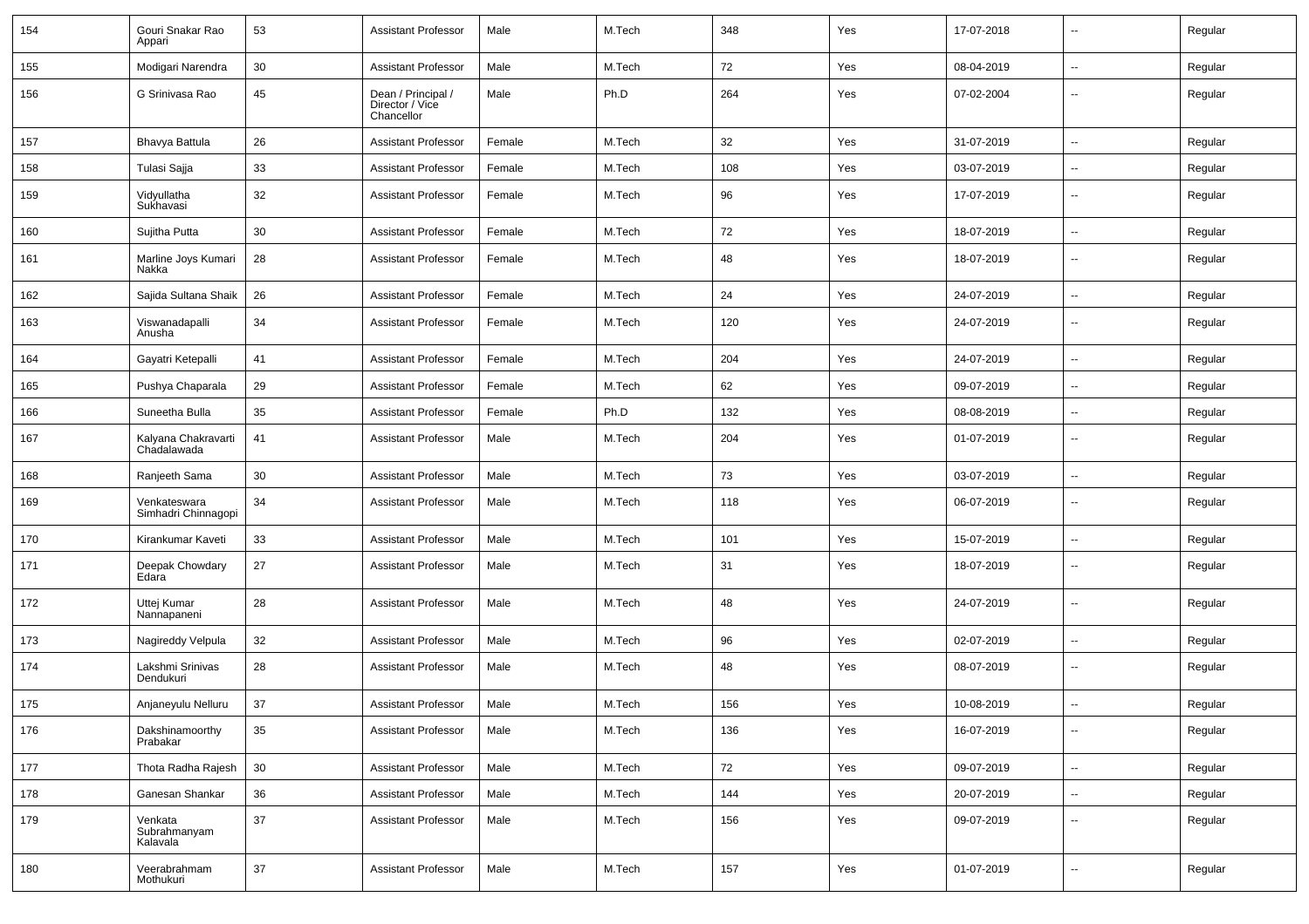| 154 | Gouri Snakar Rao Appari | 53 | Assistant Professor | Male | M.Tech | 348 | Yes | 17-07-2018 | -- | Regular |
|---|---|---|---|---|---|---|---|---|---|---|
| 155 | Modigari Narendra | 30 | Assistant Professor | Male | M.Tech | 72 | Yes | 08-04-2019 | -- | Regular |
| 156 | G Srinivasa Rao | 45 | Dean / Principal / Director / Vice Chancellor | Male | Ph.D | 264 | Yes | 07-02-2004 | -- | Regular |
| 157 | Bhavya Battula | 26 | Assistant Professor | Female | M.Tech | 32 | Yes | 31-07-2019 | -- | Regular |
| 158 | Tulasi Sajja | 33 | Assistant Professor | Female | M.Tech | 108 | Yes | 03-07-2019 | -- | Regular |
| 159 | Vidyullatha Sukhavasi | 32 | Assistant Professor | Female | M.Tech | 96 | Yes | 17-07-2019 | -- | Regular |
| 160 | Sujitha Putta | 30 | Assistant Professor | Female | M.Tech | 72 | Yes | 18-07-2019 | -- | Regular |
| 161 | Marline Joys Kumari Nakka | 28 | Assistant Professor | Female | M.Tech | 48 | Yes | 18-07-2019 | -- | Regular |
| 162 | Sajida Sultana Shaik | 26 | Assistant Professor | Female | M.Tech | 24 | Yes | 24-07-2019 | -- | Regular |
| 163 | Viswanadapalli Anusha | 34 | Assistant Professor | Female | M.Tech | 120 | Yes | 24-07-2019 | -- | Regular |
| 164 | Gayatri Ketepalli | 41 | Assistant Professor | Female | M.Tech | 204 | Yes | 24-07-2019 | -- | Regular |
| 165 | Pushya Chaparala | 29 | Assistant Professor | Female | M.Tech | 62 | Yes | 09-07-2019 | -- | Regular |
| 166 | Suneetha Bulla | 35 | Assistant Professor | Female | Ph.D | 132 | Yes | 08-08-2019 | -- | Regular |
| 167 | Kalyana Chakravarti Chadalawada | 41 | Assistant Professor | Male | M.Tech | 204 | Yes | 01-07-2019 | -- | Regular |
| 168 | Ranjeeth Sama | 30 | Assistant Professor | Male | M.Tech | 73 | Yes | 03-07-2019 | -- | Regular |
| 169 | Venkateswara Simhadri Chinnagopi | 34 | Assistant Professor | Male | M.Tech | 118 | Yes | 06-07-2019 | -- | Regular |
| 170 | Kirankumar Kaveti | 33 | Assistant Professor | Male | M.Tech | 101 | Yes | 15-07-2019 | -- | Regular |
| 171 | Deepak Chowdary Edara | 27 | Assistant Professor | Male | M.Tech | 31 | Yes | 18-07-2019 | -- | Regular |
| 172 | Uttej Kumar Nannapaneni | 28 | Assistant Professor | Male | M.Tech | 48 | Yes | 24-07-2019 | -- | Regular |
| 173 | Nagireddy Velpula | 32 | Assistant Professor | Male | M.Tech | 96 | Yes | 02-07-2019 | -- | Regular |
| 174 | Lakshmi Srinivas Dendukuri | 28 | Assistant Professor | Male | M.Tech | 48 | Yes | 08-07-2019 | -- | Regular |
| 175 | Anjaneyulu Nelluru | 37 | Assistant Professor | Male | M.Tech | 156 | Yes | 10-08-2019 | -- | Regular |
| 176 | Dakshinamoorthy Prabakar | 35 | Assistant Professor | Male | M.Tech | 136 | Yes | 16-07-2019 | -- | Regular |
| 177 | Thota Radha Rajesh | 30 | Assistant Professor | Male | M.Tech | 72 | Yes | 09-07-2019 | -- | Regular |
| 178 | Ganesan Shankar | 36 | Assistant Professor | Male | M.Tech | 144 | Yes | 20-07-2019 | -- | Regular |
| 179 | Venkata Subrahmanyam Kalavala | 37 | Assistant Professor | Male | M.Tech | 156 | Yes | 09-07-2019 | -- | Regular |
| 180 | Veerabrahmam Mothukuri | 37 | Assistant Professor | Male | M.Tech | 157 | Yes | 01-07-2019 | -- | Regular |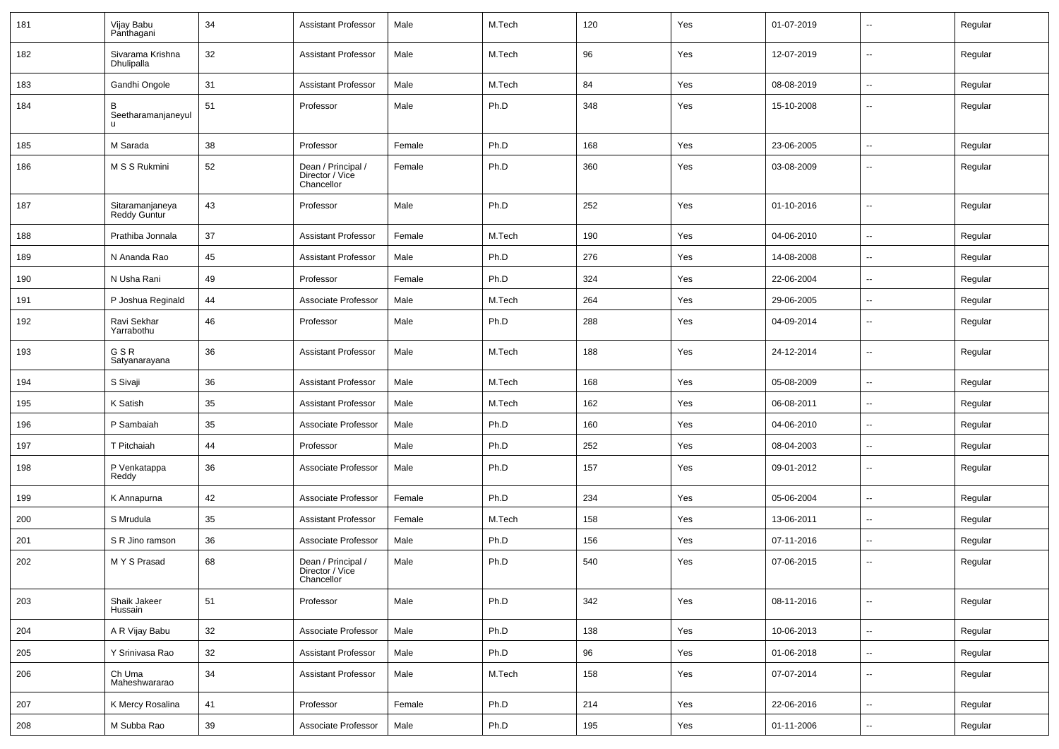| 181 | Vijay Babu Panthagani | 34 | Assistant Professor | Male | M.Tech | 120 | Yes | 01-07-2019 | -- | Regular |
|---|---|---|---|---|---|---|---|---|---|---|
| 182 | Sivarama Krishna Dhulipalla | 32 | Assistant Professor | Male | M.Tech | 96 | Yes | 12-07-2019 | -- | Regular |
| 183 | Gandhi Ongole | 31 | Assistant Professor | Male | M.Tech | 84 | Yes | 08-08-2019 | -- | Regular |
| 184 | B Seetharamanjaneyulu | 51 | Professor | Male | Ph.D | 348 | Yes | 15-10-2008 | -- | Regular |
| 185 | M Sarada | 38 | Professor | Female | Ph.D | 168 | Yes | 23-06-2005 | -- | Regular |
| 186 | M S S Rukmini | 52 | Dean / Principal / Director / Vice Chancellor | Female | Ph.D | 360 | Yes | 03-08-2009 | -- | Regular |
| 187 | Sitaramanjaneya Reddy Guntur | 43 | Professor | Male | Ph.D | 252 | Yes | 01-10-2016 | -- | Regular |
| 188 | Prathiba Jonnala | 37 | Assistant Professor | Female | M.Tech | 190 | Yes | 04-06-2010 | -- | Regular |
| 189 | N Ananda Rao | 45 | Assistant Professor | Male | Ph.D | 276 | Yes | 14-08-2008 | -- | Regular |
| 190 | N Usha Rani | 49 | Professor | Female | Ph.D | 324 | Yes | 22-06-2004 | -- | Regular |
| 191 | P Joshua Reginald | 44 | Associate Professor | Male | M.Tech | 264 | Yes | 29-06-2005 | -- | Regular |
| 192 | Ravi Sekhar Yarrabothu | 46 | Professor | Male | Ph.D | 288 | Yes | 04-09-2014 | -- | Regular |
| 193 | G S R Satyanarayana | 36 | Assistant Professor | Male | M.Tech | 188 | Yes | 24-12-2014 | -- | Regular |
| 194 | S Sivaji | 36 | Assistant Professor | Male | M.Tech | 168 | Yes | 05-08-2009 | -- | Regular |
| 195 | K Satish | 35 | Assistant Professor | Male | M.Tech | 162 | Yes | 06-08-2011 | -- | Regular |
| 196 | P Sambaiah | 35 | Associate Professor | Male | Ph.D | 160 | Yes | 04-06-2010 | -- | Regular |
| 197 | T Pitchaiah | 44 | Professor | Male | Ph.D | 252 | Yes | 08-04-2003 | -- | Regular |
| 198 | P Venkatappa Reddy | 36 | Associate Professor | Male | Ph.D | 157 | Yes | 09-01-2012 | -- | Regular |
| 199 | K Annapurna | 42 | Associate Professor | Female | Ph.D | 234 | Yes | 05-06-2004 | -- | Regular |
| 200 | S Mrudula | 35 | Assistant Professor | Female | M.Tech | 158 | Yes | 13-06-2011 | -- | Regular |
| 201 | S R Jino ramson | 36 | Associate Professor | Male | Ph.D | 156 | Yes | 07-11-2016 | -- | Regular |
| 202 | M Y S Prasad | 68 | Dean / Principal / Director / Vice Chancellor | Male | Ph.D | 540 | Yes | 07-06-2015 | -- | Regular |
| 203 | Shaik Jakeer Hussain | 51 | Professor | Male | Ph.D | 342 | Yes | 08-11-2016 | -- | Regular |
| 204 | A R Vijay Babu | 32 | Associate Professor | Male | Ph.D | 138 | Yes | 10-06-2013 | -- | Regular |
| 205 | Y Srinivasa Rao | 32 | Assistant Professor | Male | Ph.D | 96 | Yes | 01-06-2018 | -- | Regular |
| 206 | Ch Uma Maheshwararao | 34 | Assistant Professor | Male | M.Tech | 158 | Yes | 07-07-2014 | -- | Regular |
| 207 | K Mercy Rosalina | 41 | Professor | Female | Ph.D | 214 | Yes | 22-06-2016 | -- | Regular |
| 208 | M Subba Rao | 39 | Associate Professor | Male | Ph.D | 195 | Yes | 01-11-2006 | -- | Regular |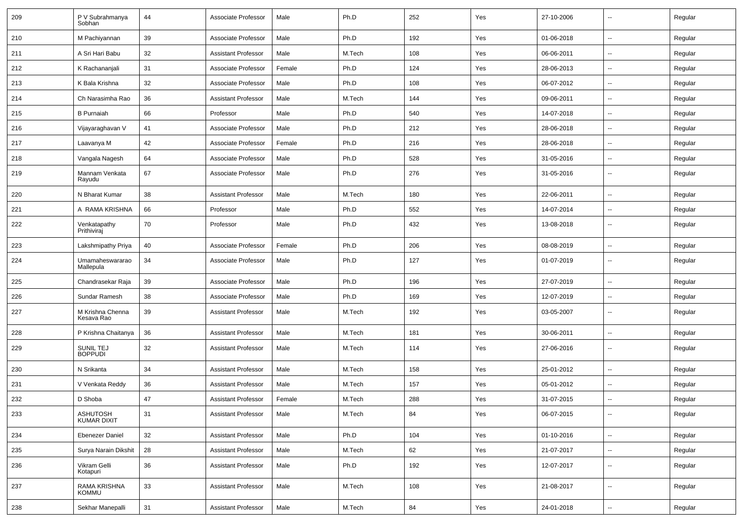| 209 | P V Subrahmanya Sobhan | 44 | Associate Professor | Male | Ph.D | 252 | Yes | 27-10-2006 | -- | Regular |
|---|---|---|---|---|---|---|---|---|---|---|
| 210 | M Pachiyannan | 39 | Associate Professor | Male | Ph.D | 192 | Yes | 01-06-2018 | -- | Regular |
| 211 | A Sri Hari Babu | 32 | Assistant Professor | Male | M.Tech | 108 | Yes | 06-06-2011 | -- | Regular |
| 212 | K Rachananjali | 31 | Associate Professor | Female | Ph.D | 124 | Yes | 28-06-2013 | -- | Regular |
| 213 | K Bala Krishna | 32 | Associate Professor | Male | Ph.D | 108 | Yes | 06-07-2012 | -- | Regular |
| 214 | Ch Narasimha Rao | 36 | Assistant Professor | Male | M.Tech | 144 | Yes | 09-06-2011 | -- | Regular |
| 215 | B Purnaiah | 66 | Professor | Male | Ph.D | 540 | Yes | 14-07-2018 | -- | Regular |
| 216 | Vijayaraghavan V | 41 | Associate Professor | Male | Ph.D | 212 | Yes | 28-06-2018 | -- | Regular |
| 217 | Laavanya M | 42 | Associate Professor | Female | Ph.D | 216 | Yes | 28-06-2018 | -- | Regular |
| 218 | Vangala Nagesh | 64 | Associate Professor | Male | Ph.D | 528 | Yes | 31-05-2016 | -- | Regular |
| 219 | Mannam Venkata Rayudu | 67 | Associate Professor | Male | Ph.D | 276 | Yes | 31-05-2016 | -- | Regular |
| 220 | N Bharat Kumar | 38 | Assistant Professor | Male | M.Tech | 180 | Yes | 22-06-2011 | -- | Regular |
| 221 | A RAMA KRISHNA | 66 | Professor | Male | Ph.D | 552 | Yes | 14-07-2014 | -- | Regular |
| 222 | Venkatapathy Prithiviraj | 70 | Professor | Male | Ph.D | 432 | Yes | 13-08-2018 | -- | Regular |
| 223 | Lakshmipathy Priya | 40 | Associate Professor | Female | Ph.D | 206 | Yes | 08-08-2019 | -- | Regular |
| 224 | Umamaheswararao Mallepula | 34 | Associate Professor | Male | Ph.D | 127 | Yes | 01-07-2019 | -- | Regular |
| 225 | Chandrasekar Raja | 39 | Associate Professor | Male | Ph.D | 196 | Yes | 27-07-2019 | -- | Regular |
| 226 | Sundar Ramesh | 38 | Associate Professor | Male | Ph.D | 169 | Yes | 12-07-2019 | -- | Regular |
| 227 | M Krishna Chenna Kesava Rao | 39 | Assistant Professor | Male | M.Tech | 192 | Yes | 03-05-2007 | -- | Regular |
| 228 | P Krishna Chaitanya | 36 | Assistant Professor | Male | M.Tech | 181 | Yes | 30-06-2011 | -- | Regular |
| 229 | SUNIL TEJ BOPPUDI | 32 | Assistant Professor | Male | M.Tech | 114 | Yes | 27-06-2016 | -- | Regular |
| 230 | N Srikanta | 34 | Assistant Professor | Male | M.Tech | 158 | Yes | 25-01-2012 | -- | Regular |
| 231 | V Venkata Reddy | 36 | Assistant Professor | Male | M.Tech | 157 | Yes | 05-01-2012 | -- | Regular |
| 232 | D Shoba | 47 | Assistant Professor | Female | M.Tech | 288 | Yes | 31-07-2015 | -- | Regular |
| 233 | ASHUTOSH KUMAR DIXIT | 31 | Assistant Professor | Male | M.Tech | 84 | Yes | 06-07-2015 | -- | Regular |
| 234 | Ebenezer Daniel | 32 | Assistant Professor | Male | Ph.D | 104 | Yes | 01-10-2016 | -- | Regular |
| 235 | Surya Narain Dikshit | 28 | Assistant Professor | Male | M.Tech | 62 | Yes | 21-07-2017 | -- | Regular |
| 236 | Vikram Gelli Kotapuri | 36 | Assistant Professor | Male | Ph.D | 192 | Yes | 12-07-2017 | -- | Regular |
| 237 | RAMA KRISHNA KOMMU | 33 | Assistant Professor | Male | M.Tech | 108 | Yes | 21-08-2017 | -- | Regular |
| 238 | Sekhar Manepalli | 31 | Assistant Professor | Male | M.Tech | 84 | Yes | 24-01-2018 | -- | Regular |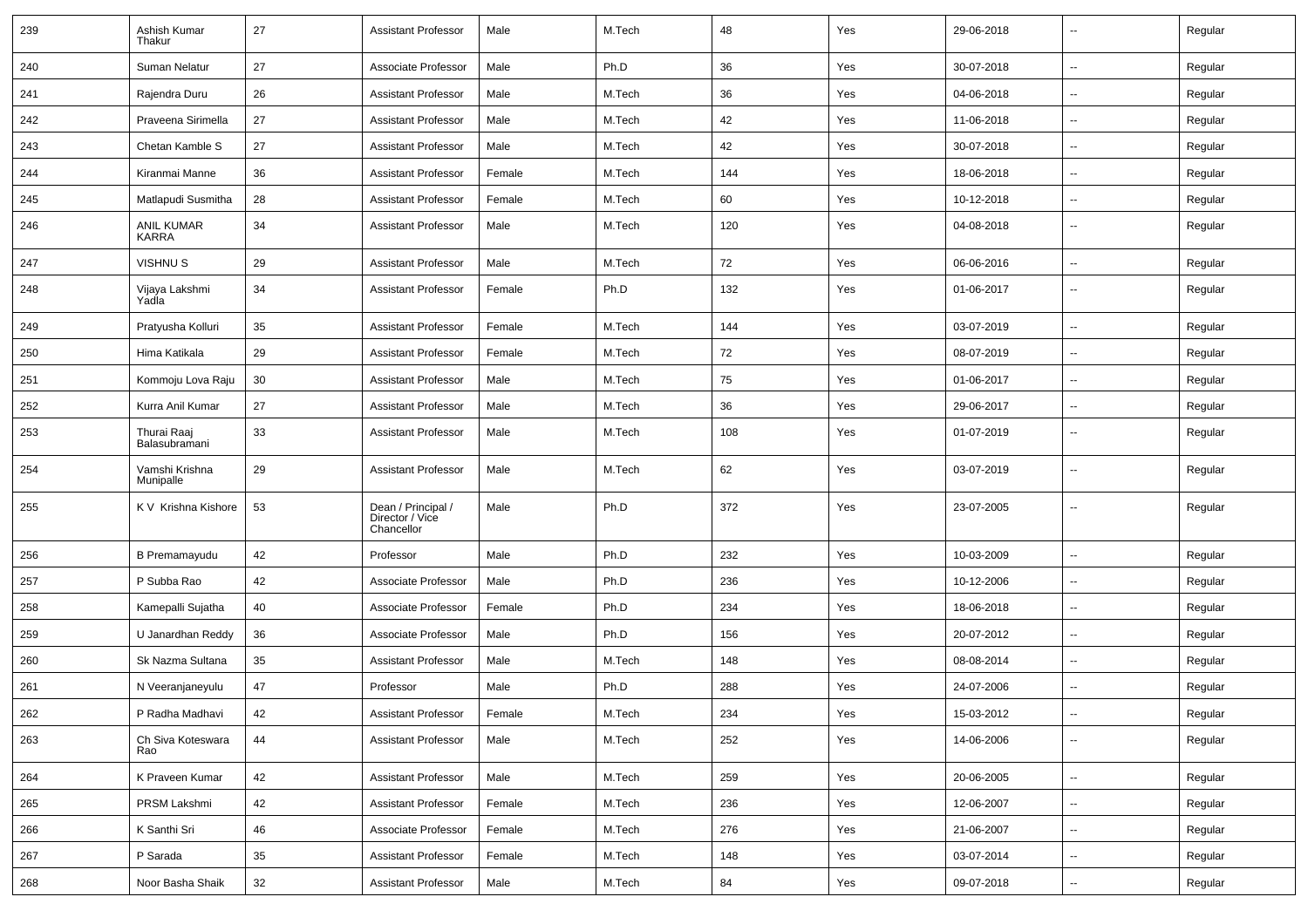| 239 | Ashish Kumar Thakur | 27 | Assistant Professor | Male | M.Tech | 48 | Yes | 29-06-2018 | -- | Regular |
|---|---|---|---|---|---|---|---|---|---|---|
| 240 | Suman Nelatur | 27 | Associate Professor | Male | Ph.D | 36 | Yes | 30-07-2018 | -- | Regular |
| 241 | Rajendra Duru | 26 | Assistant Professor | Male | M.Tech | 36 | Yes | 04-06-2018 | -- | Regular |
| 242 | Praveena Sirimella | 27 | Assistant Professor | Male | M.Tech | 42 | Yes | 11-06-2018 | -- | Regular |
| 243 | Chetan Kamble S | 27 | Assistant Professor | Male | M.Tech | 42 | Yes | 30-07-2018 | -- | Regular |
| 244 | Kiranmai Manne | 36 | Assistant Professor | Female | M.Tech | 144 | Yes | 18-06-2018 | -- | Regular |
| 245 | Matlapudi Susmitha | 28 | Assistant Professor | Female | M.Tech | 60 | Yes | 10-12-2018 | -- | Regular |
| 246 | ANIL KUMAR KARRA | 34 | Assistant Professor | Male | M.Tech | 120 | Yes | 04-08-2018 | -- | Regular |
| 247 | VISHNU S | 29 | Assistant Professor | Male | M.Tech | 72 | Yes | 06-06-2016 | -- | Regular |
| 248 | Vijaya Lakshmi Yadla | 34 | Assistant Professor | Female | Ph.D | 132 | Yes | 01-06-2017 | -- | Regular |
| 249 | Pratyusha Kolluri | 35 | Assistant Professor | Female | M.Tech | 144 | Yes | 03-07-2019 | -- | Regular |
| 250 | Hima Katikala | 29 | Assistant Professor | Female | M.Tech | 72 | Yes | 08-07-2019 | -- | Regular |
| 251 | Kommoju Lova Raju | 30 | Assistant Professor | Male | M.Tech | 75 | Yes | 01-06-2017 | -- | Regular |
| 252 | Kurra Anil Kumar | 27 | Assistant Professor | Male | M.Tech | 36 | Yes | 29-06-2017 | -- | Regular |
| 253 | Thurai Raaj Balasubramani | 33 | Assistant Professor | Male | M.Tech | 108 | Yes | 01-07-2019 | -- | Regular |
| 254 | Vamshi Krishna Munipalle | 29 | Assistant Professor | Male | M.Tech | 62 | Yes | 03-07-2019 | -- | Regular |
| 255 | K V Krishna Kishore | 53 | Dean / Principal / Director / Vice Chancellor | Male | Ph.D | 372 | Yes | 23-07-2005 | -- | Regular |
| 256 | B Premamayudu | 42 | Professor | Male | Ph.D | 232 | Yes | 10-03-2009 | -- | Regular |
| 257 | P Subba Rao | 42 | Associate Professor | Male | Ph.D | 236 | Yes | 10-12-2006 | -- | Regular |
| 258 | Kamepalli Sujatha | 40 | Associate Professor | Female | Ph.D | 234 | Yes | 18-06-2018 | -- | Regular |
| 259 | U Janardhan Reddy | 36 | Associate Professor | Male | Ph.D | 156 | Yes | 20-07-2012 | -- | Regular |
| 260 | Sk Nazma Sultana | 35 | Assistant Professor | Male | M.Tech | 148 | Yes | 08-08-2014 | -- | Regular |
| 261 | N Veeranjaneyulu | 47 | Professor | Male | Ph.D | 288 | Yes | 24-07-2006 | -- | Regular |
| 262 | P Radha Madhavi | 42 | Assistant Professor | Female | M.Tech | 234 | Yes | 15-03-2012 | -- | Regular |
| 263 | Ch Siva Koteswara Rao | 44 | Assistant Professor | Male | M.Tech | 252 | Yes | 14-06-2006 | -- | Regular |
| 264 | K Praveen Kumar | 42 | Assistant Professor | Male | M.Tech | 259 | Yes | 20-06-2005 | -- | Regular |
| 265 | PRSM Lakshmi | 42 | Assistant Professor | Female | M.Tech | 236 | Yes | 12-06-2007 | -- | Regular |
| 266 | K Santhi Sri | 46 | Associate Professor | Female | M.Tech | 276 | Yes | 21-06-2007 | -- | Regular |
| 267 | P Sarada | 35 | Assistant Professor | Female | M.Tech | 148 | Yes | 03-07-2014 | -- | Regular |
| 268 | Noor Basha Shaik | 32 | Assistant Professor | Male | M.Tech | 84 | Yes | 09-07-2018 | -- | Regular |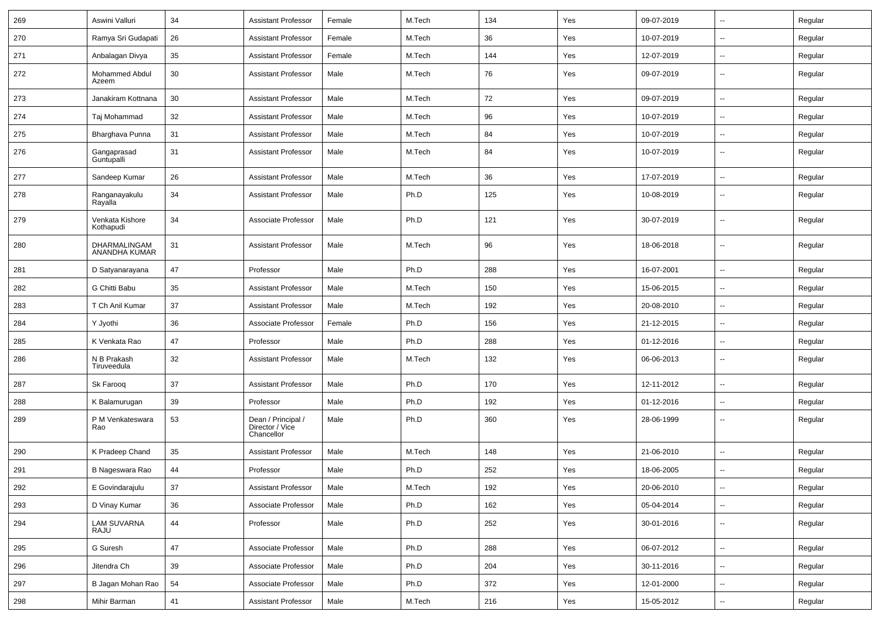| 269 | Aswini Valluri | 34 | Assistant Professor | Female | M.Tech | 134 | Yes | 09-07-2019 | -- | Regular |
|---|---|---|---|---|---|---|---|---|---|---|
| 270 | Ramya Sri Gudapati | 26 | Assistant Professor | Female | M.Tech | 36 | Yes | 10-07-2019 | -- | Regular |
| 271 | Anbalagan Divya | 35 | Assistant Professor | Female | M.Tech | 144 | Yes | 12-07-2019 | -- | Regular |
| 272 | Mohammed Abdul Azeem | 30 | Assistant Professor | Male | M.Tech | 76 | Yes | 09-07-2019 | -- | Regular |
| 273 | Janakiram Kottnana | 30 | Assistant Professor | Male | M.Tech | 72 | Yes | 09-07-2019 | -- | Regular |
| 274 | Taj Mohammad | 32 | Assistant Professor | Male | M.Tech | 96 | Yes | 10-07-2019 | -- | Regular |
| 275 | Bharghava Punna | 31 | Assistant Professor | Male | M.Tech | 84 | Yes | 10-07-2019 | -- | Regular |
| 276 | Gangaprasad Guntupalli | 31 | Assistant Professor | Male | M.Tech | 84 | Yes | 10-07-2019 | -- | Regular |
| 277 | Sandeep Kumar | 26 | Assistant Professor | Male | M.Tech | 36 | Yes | 17-07-2019 | -- | Regular |
| 278 | Ranganayakulu Rayalla | 34 | Assistant Professor | Male | Ph.D | 125 | Yes | 10-08-2019 | -- | Regular |
| 279 | Venkata Kishore Kothapudi | 34 | Associate Professor | Male | Ph.D | 121 | Yes | 30-07-2019 | -- | Regular |
| 280 | DHARMALINGAM ANANDHA KUMAR | 31 | Assistant Professor | Male | M.Tech | 96 | Yes | 18-06-2018 | -- | Regular |
| 281 | D Satyanarayana | 47 | Professor | Male | Ph.D | 288 | Yes | 16-07-2001 | -- | Regular |
| 282 | G Chitti Babu | 35 | Assistant Professor | Male | M.Tech | 150 | Yes | 15-06-2015 | -- | Regular |
| 283 | T Ch Anil Kumar | 37 | Assistant Professor | Male | M.Tech | 192 | Yes | 20-08-2010 | -- | Regular |
| 284 | Y Jyothi | 36 | Associate Professor | Female | Ph.D | 156 | Yes | 21-12-2015 | -- | Regular |
| 285 | K Venkata Rao | 47 | Professor | Male | Ph.D | 288 | Yes | 01-12-2016 | -- | Regular |
| 286 | N B Prakash Tiruveedula | 32 | Assistant Professor | Male | M.Tech | 132 | Yes | 06-06-2013 | -- | Regular |
| 287 | Sk Farooq | 37 | Assistant Professor | Male | Ph.D | 170 | Yes | 12-11-2012 | -- | Regular |
| 288 | K Balamurugan | 39 | Professor | Male | Ph.D | 192 | Yes | 01-12-2016 | -- | Regular |
| 289 | P M Venkateswara Rao | 53 | Dean / Principal / Director / Vice Chancellor | Male | Ph.D | 360 | Yes | 28-06-1999 | -- | Regular |
| 290 | K Pradeep Chand | 35 | Assistant Professor | Male | M.Tech | 148 | Yes | 21-06-2010 | -- | Regular |
| 291 | B Nageswara Rao | 44 | Professor | Male | Ph.D | 252 | Yes | 18-06-2005 | -- | Regular |
| 292 | E Govindarajulu | 37 | Assistant Professor | Male | M.Tech | 192 | Yes | 20-06-2010 | -- | Regular |
| 293 | D Vinay Kumar | 36 | Associate Professor | Male | Ph.D | 162 | Yes | 05-04-2014 | -- | Regular |
| 294 | LAM SUVARNA RAJU | 44 | Professor | Male | Ph.D | 252 | Yes | 30-01-2016 | -- | Regular |
| 295 | G Suresh | 47 | Associate Professor | Male | Ph.D | 288 | Yes | 06-07-2012 | -- | Regular |
| 296 | Jitendra Ch | 39 | Associate Professor | Male | Ph.D | 204 | Yes | 30-11-2016 | -- | Regular |
| 297 | B Jagan Mohan Rao | 54 | Associate Professor | Male | Ph.D | 372 | Yes | 12-01-2000 | -- | Regular |
| 298 | Mihir Barman | 41 | Assistant Professor | Male | M.Tech | 216 | Yes | 15-05-2012 | -- | Regular |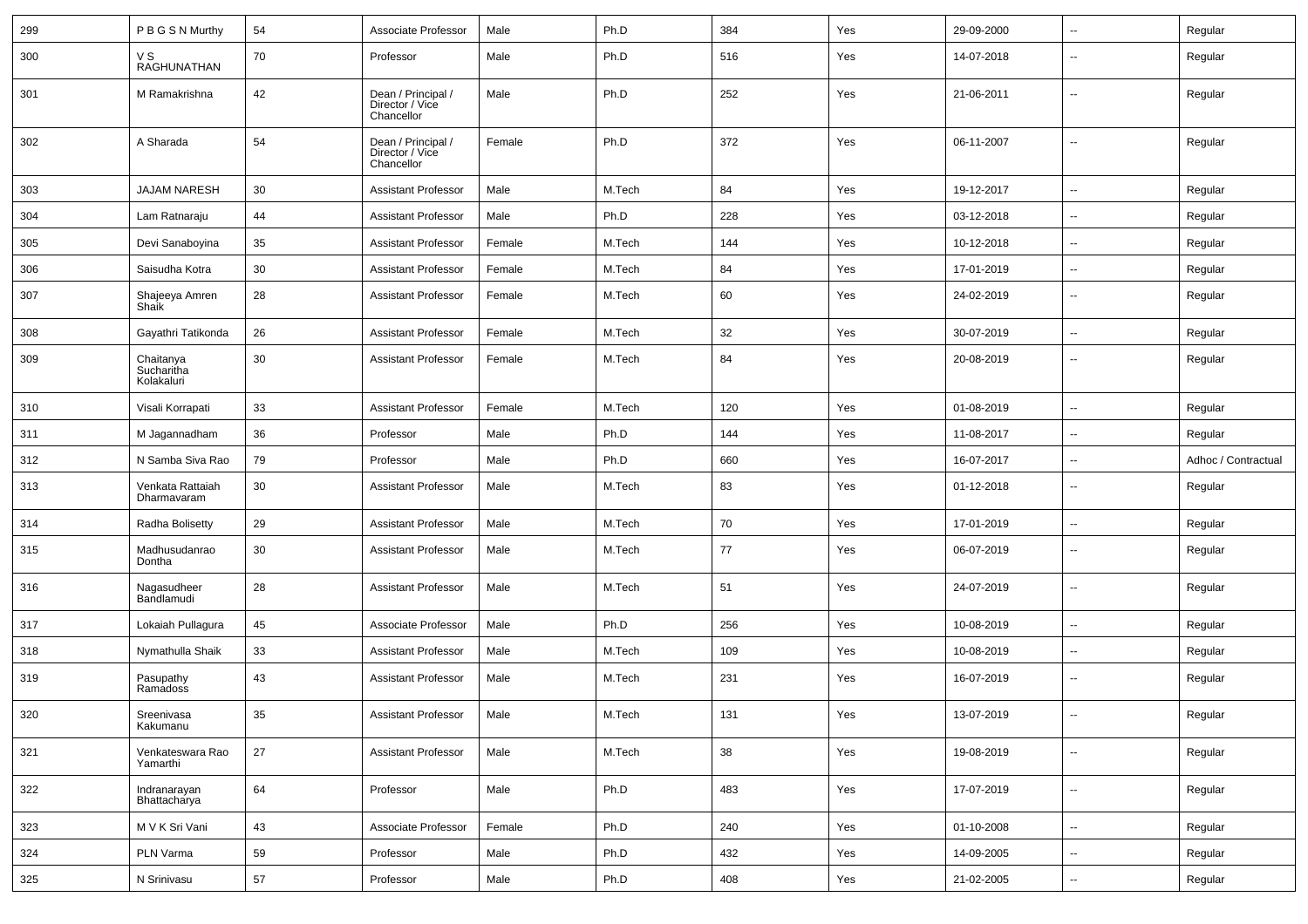| 299 | P B G S N Murthy | 54 | Associate Professor | Male | Ph.D | 384 | Yes | 29-09-2000 | -- | Regular |
|---|---|---|---|---|---|---|---|---|---|---|
| 300 | V S RAGHUNATHAN | 70 | Professor | Male | Ph.D | 516 | Yes | 14-07-2018 | -- | Regular |
| 301 | M Ramakrishna | 42 | Dean / Principal / Director / Vice Chancellor | Male | Ph.D | 252 | Yes | 21-06-2011 | -- | Regular |
| 302 | A Sharada | 54 | Dean / Principal / Director / Vice Chancellor | Female | Ph.D | 372 | Yes | 06-11-2007 | -- | Regular |
| 303 | JAJAM NARESH | 30 | Assistant Professor | Male | M.Tech | 84 | Yes | 19-12-2017 | -- | Regular |
| 304 | Lam Ratnaraju | 44 | Assistant Professor | Male | Ph.D | 228 | Yes | 03-12-2018 | -- | Regular |
| 305 | Devi Sanaboyina | 35 | Assistant Professor | Female | M.Tech | 144 | Yes | 10-12-2018 | -- | Regular |
| 306 | Saisudha Kotra | 30 | Assistant Professor | Female | M.Tech | 84 | Yes | 17-01-2019 | -- | Regular |
| 307 | Shajeeya Amren Shaik | 28 | Assistant Professor | Female | M.Tech | 60 | Yes | 24-02-2019 | -- | Regular |
| 308 | Gayathri Tatikonda | 26 | Assistant Professor | Female | M.Tech | 32 | Yes | 30-07-2019 | -- | Regular |
| 309 | Chaitanya Sucharitha Kolakaluri | 30 | Assistant Professor | Female | M.Tech | 84 | Yes | 20-08-2019 | -- | Regular |
| 310 | Visali Korrapati | 33 | Assistant Professor | Female | M.Tech | 120 | Yes | 01-08-2019 | -- | Regular |
| 311 | M Jagannadham | 36 | Professor | Male | Ph.D | 144 | Yes | 11-08-2017 | -- | Regular |
| 312 | N Samba Siva Rao | 79 | Professor | Male | Ph.D | 660 | Yes | 16-07-2017 | -- | Adhoc / Contractual |
| 313 | Venkata Rattaiah Dharmavaram | 30 | Assistant Professor | Male | M.Tech | 83 | Yes | 01-12-2018 | -- | Regular |
| 314 | Radha Bolisetty | 29 | Assistant Professor | Male | M.Tech | 70 | Yes | 17-01-2019 | -- | Regular |
| 315 | Madhusudanrao Dontha | 30 | Assistant Professor | Male | M.Tech | 77 | Yes | 06-07-2019 | -- | Regular |
| 316 | Nagasudheer Bandlamudi | 28 | Assistant Professor | Male | M.Tech | 51 | Yes | 24-07-2019 | -- | Regular |
| 317 | Lokaiah Pullagura | 45 | Associate Professor | Male | Ph.D | 256 | Yes | 10-08-2019 | -- | Regular |
| 318 | Nymathulla Shaik | 33 | Assistant Professor | Male | M.Tech | 109 | Yes | 10-08-2019 | -- | Regular |
| 319 | Pasupathy Ramadoss | 43 | Assistant Professor | Male | M.Tech | 231 | Yes | 16-07-2019 | -- | Regular |
| 320 | Sreenivasa Kakumanu | 35 | Assistant Professor | Male | M.Tech | 131 | Yes | 13-07-2019 | -- | Regular |
| 321 | Venkateswara Rao Yamarthi | 27 | Assistant Professor | Male | M.Tech | 38 | Yes | 19-08-2019 | -- | Regular |
| 322 | Indranarayan Bhattacharya | 64 | Professor | Male | Ph.D | 483 | Yes | 17-07-2019 | -- | Regular |
| 323 | M V K Sri Vani | 43 | Associate Professor | Female | Ph.D | 240 | Yes | 01-10-2008 | -- | Regular |
| 324 | PLN Varma | 59 | Professor | Male | Ph.D | 432 | Yes | 14-09-2005 | -- | Regular |
| 325 | N Srinivasu | 57 | Professor | Male | Ph.D | 408 | Yes | 21-02-2005 | -- | Regular |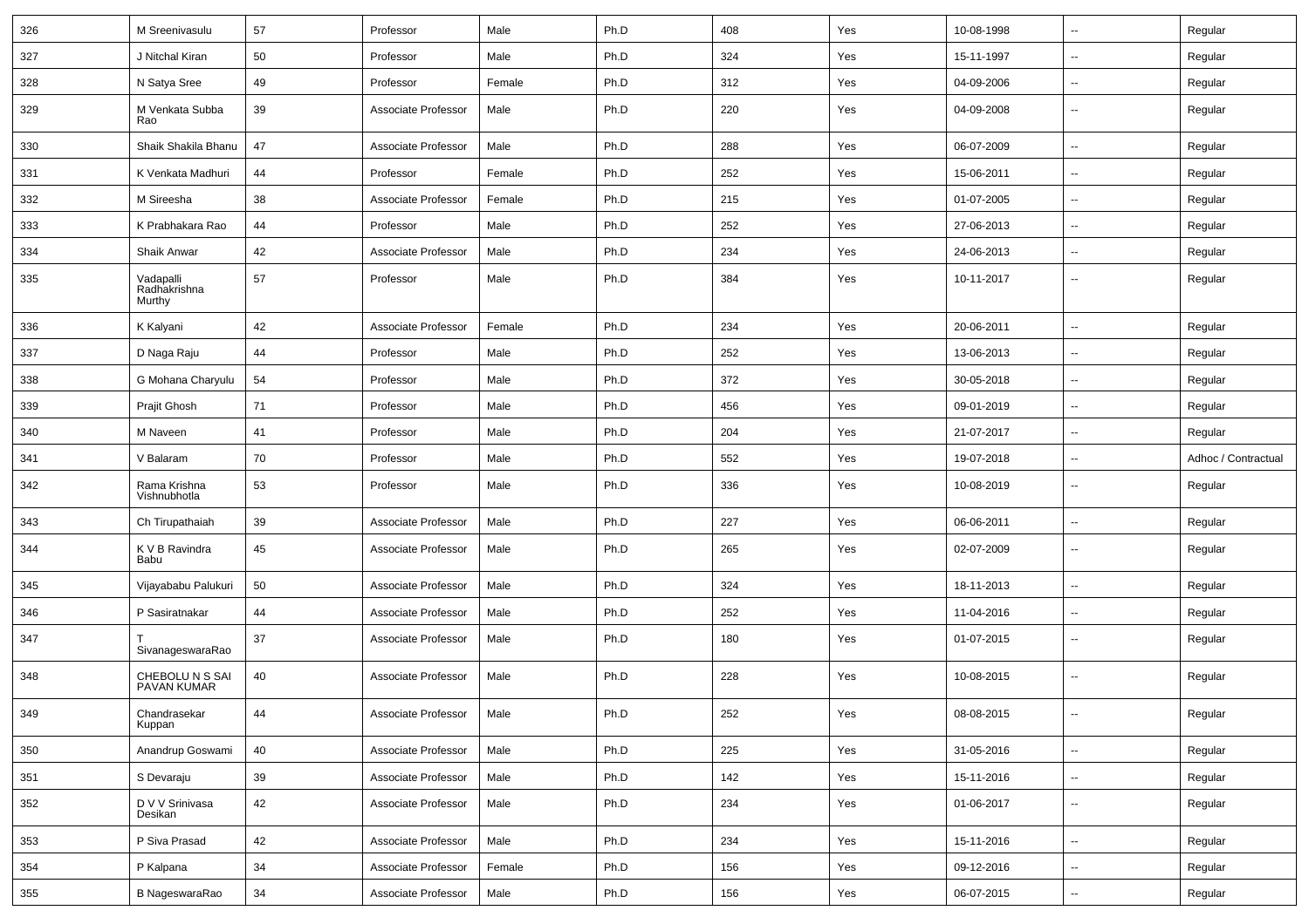| | | | | | | | | | | |
|---|---|---|---|---|---|---|---|---|---|---|
| 326 | M Sreenivasulu | 57 | Professor | Male | Ph.D | 408 | Yes | 10-08-1998 | -- | Regular |
| 327 | J Nitchal Kiran | 50 | Professor | Male | Ph.D | 324 | Yes | 15-11-1997 | -- | Regular |
| 328 | N Satya Sree | 49 | Professor | Female | Ph.D | 312 | Yes | 04-09-2006 | -- | Regular |
| 329 | M Venkata Subba Rao | 39 | Associate Professor | Male | Ph.D | 220 | Yes | 04-09-2008 | -- | Regular |
| 330 | Shaik Shakila Bhanu | 47 | Associate Professor | Male | Ph.D | 288 | Yes | 06-07-2009 | -- | Regular |
| 331 | K Venkata Madhuri | 44 | Professor | Female | Ph.D | 252 | Yes | 15-06-2011 | -- | Regular |
| 332 | M Sireesha | 38 | Associate Professor | Female | Ph.D | 215 | Yes | 01-07-2005 | -- | Regular |
| 333 | K Prabhakara Rao | 44 | Professor | Male | Ph.D | 252 | Yes | 27-06-2013 | -- | Regular |
| 334 | Shaik Anwar | 42 | Associate Professor | Male | Ph.D | 234 | Yes | 24-06-2013 | -- | Regular |
| 335 | Vadapalli Radhakrishna Murthy | 57 | Professor | Male | Ph.D | 384 | Yes | 10-11-2017 | -- | Regular |
| 336 | K Kalyani | 42 | Associate Professor | Female | Ph.D | 234 | Yes | 20-06-2011 | -- | Regular |
| 337 | D Naga Raju | 44 | Professor | Male | Ph.D | 252 | Yes | 13-06-2013 | -- | Regular |
| 338 | G Mohana Charyulu | 54 | Professor | Male | Ph.D | 372 | Yes | 30-05-2018 | -- | Regular |
| 339 | Prajit Ghosh | 71 | Professor | Male | Ph.D | 456 | Yes | 09-01-2019 | -- | Regular |
| 340 | M Naveen | 41 | Professor | Male | Ph.D | 204 | Yes | 21-07-2017 | -- | Regular |
| 341 | V Balaram | 70 | Professor | Male | Ph.D | 552 | Yes | 19-07-2018 | -- | Adhoc / Contractual |
| 342 | Rama Krishna Vishnubhotla | 53 | Professor | Male | Ph.D | 336 | Yes | 10-08-2019 | -- | Regular |
| 343 | Ch Tirupathaiah | 39 | Associate Professor | Male | Ph.D | 227 | Yes | 06-06-2011 | -- | Regular |
| 344 | K V B Ravindra Babu | 45 | Associate Professor | Male | Ph.D | 265 | Yes | 02-07-2009 | -- | Regular |
| 345 | Vijayababu Palukuri | 50 | Associate Professor | Male | Ph.D | 324 | Yes | 18-11-2013 | -- | Regular |
| 346 | P Sasiratnakar | 44 | Associate Professor | Male | Ph.D | 252 | Yes | 11-04-2016 | -- | Regular |
| 347 | T SivanageswaraRao | 37 | Associate Professor | Male | Ph.D | 180 | Yes | 01-07-2015 | -- | Regular |
| 348 | CHEBOLU N S SAI PAVAN KUMAR | 40 | Associate Professor | Male | Ph.D | 228 | Yes | 10-08-2015 | -- | Regular |
| 349 | Chandrasekar Kuppan | 44 | Associate Professor | Male | Ph.D | 252 | Yes | 08-08-2015 | -- | Regular |
| 350 | Anandrup Goswami | 40 | Associate Professor | Male | Ph.D | 225 | Yes | 31-05-2016 | -- | Regular |
| 351 | S Devaraju | 39 | Associate Professor | Male | Ph.D | 142 | Yes | 15-11-2016 | -- | Regular |
| 352 | D V V Srinivasa Desikan | 42 | Associate Professor | Male | Ph.D | 234 | Yes | 01-06-2017 | -- | Regular |
| 353 | P Siva Prasad | 42 | Associate Professor | Male | Ph.D | 234 | Yes | 15-11-2016 | -- | Regular |
| 354 | P Kalpana | 34 | Associate Professor | Female | Ph.D | 156 | Yes | 09-12-2016 | -- | Regular |
| 355 | B NageswaraRao | 34 | Associate Professor | Male | Ph.D | 156 | Yes | 06-07-2015 | -- | Regular |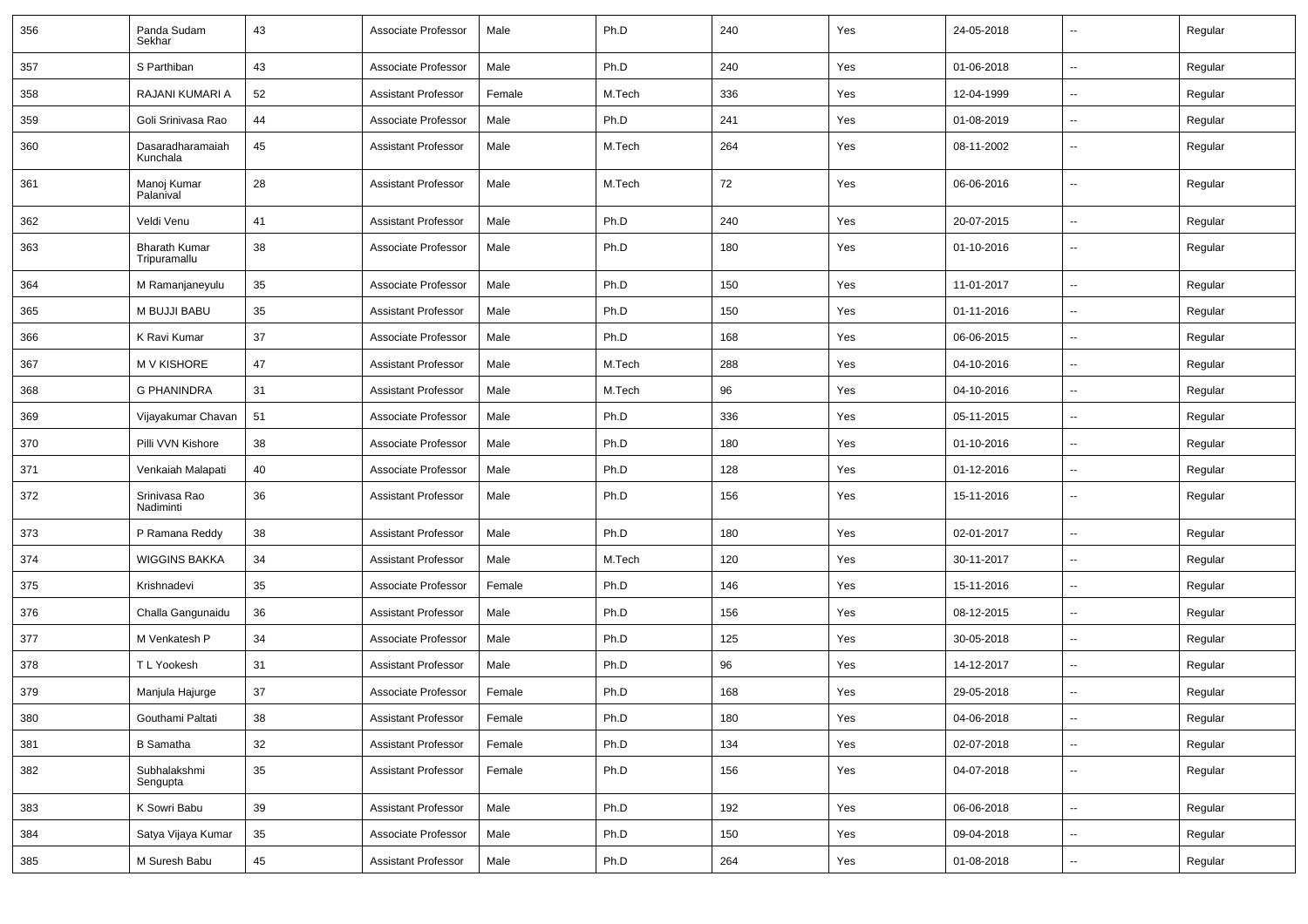| 356 | Panda Sudam Sekhar | 43 | Associate Professor | Male | Ph.D | 240 | Yes | 24-05-2018 | -- | Regular |
|---|---|---|---|---|---|---|---|---|---|---|
| 357 | S Parthiban | 43 | Associate Professor | Male | Ph.D | 240 | Yes | 01-06-2018 | -- | Regular |
| 358 | RAJANI KUMARI A | 52 | Assistant Professor | Female | M.Tech | 336 | Yes | 12-04-1999 | -- | Regular |
| 359 | Goli Srinivasa Rao | 44 | Associate Professor | Male | Ph.D | 241 | Yes | 01-08-2019 | -- | Regular |
| 360 | Dasaradharamaiah Kunchala | 45 | Assistant Professor | Male | M.Tech | 264 | Yes | 08-11-2002 | -- | Regular |
| 361 | Manoj Kumar Palanival | 28 | Assistant Professor | Male | M.Tech | 72 | Yes | 06-06-2016 | -- | Regular |
| 362 | Veldi Venu | 41 | Assistant Professor | Male | Ph.D | 240 | Yes | 20-07-2015 | -- | Regular |
| 363 | Bharath Kumar Tripuramallu | 38 | Associate Professor | Male | Ph.D | 180 | Yes | 01-10-2016 | -- | Regular |
| 364 | M Ramanjaneyulu | 35 | Associate Professor | Male | Ph.D | 150 | Yes | 11-01-2017 | -- | Regular |
| 365 | M BUJJI BABU | 35 | Assistant Professor | Male | Ph.D | 150 | Yes | 01-11-2016 | -- | Regular |
| 366 | K Ravi Kumar | 37 | Associate Professor | Male | Ph.D | 168 | Yes | 06-06-2015 | -- | Regular |
| 367 | M V KISHORE | 47 | Assistant Professor | Male | M.Tech | 288 | Yes | 04-10-2016 | -- | Regular |
| 368 | G PHANINDRA | 31 | Assistant Professor | Male | M.Tech | 96 | Yes | 04-10-2016 | -- | Regular |
| 369 | Vijayakumar Chavan | 51 | Associate Professor | Male | Ph.D | 336 | Yes | 05-11-2015 | -- | Regular |
| 370 | Pilli VVN Kishore | 38 | Associate Professor | Male | Ph.D | 180 | Yes | 01-10-2016 | -- | Regular |
| 371 | Venkaiah Malapati | 40 | Associate Professor | Male | Ph.D | 128 | Yes | 01-12-2016 | -- | Regular |
| 372 | Srinivasa Rao Nadiminti | 36 | Assistant Professor | Male | Ph.D | 156 | Yes | 15-11-2016 | -- | Regular |
| 373 | P Ramana Reddy | 38 | Assistant Professor | Male | Ph.D | 180 | Yes | 02-01-2017 | -- | Regular |
| 374 | WIGGINS BAKKA | 34 | Assistant Professor | Male | M.Tech | 120 | Yes | 30-11-2017 | -- | Regular |
| 375 | Krishnadevi | 35 | Associate Professor | Female | Ph.D | 146 | Yes | 15-11-2016 | -- | Regular |
| 376 | Challa Gangunaidu | 36 | Assistant Professor | Male | Ph.D | 156 | Yes | 08-12-2015 | -- | Regular |
| 377 | M Venkatesh P | 34 | Associate Professor | Male | Ph.D | 125 | Yes | 30-05-2018 | -- | Regular |
| 378 | T L Yookesh | 31 | Assistant Professor | Male | Ph.D | 96 | Yes | 14-12-2017 | -- | Regular |
| 379 | Manjula Hajurge | 37 | Associate Professor | Female | Ph.D | 168 | Yes | 29-05-2018 | -- | Regular |
| 380 | Gouthami Paltati | 38 | Assistant Professor | Female | Ph.D | 180 | Yes | 04-06-2018 | -- | Regular |
| 381 | B Samatha | 32 | Assistant Professor | Female | Ph.D | 134 | Yes | 02-07-2018 | -- | Regular |
| 382 | Subhalakshmi Sengupta | 35 | Assistant Professor | Female | Ph.D | 156 | Yes | 04-07-2018 | -- | Regular |
| 383 | K Sowri Babu | 39 | Assistant Professor | Male | Ph.D | 192 | Yes | 06-06-2018 | -- | Regular |
| 384 | Satya Vijaya Kumar | 35 | Associate Professor | Male | Ph.D | 150 | Yes | 09-04-2018 | -- | Regular |
| 385 | M Suresh Babu | 45 | Assistant Professor | Male | Ph.D | 264 | Yes | 01-08-2018 | -- | Regular |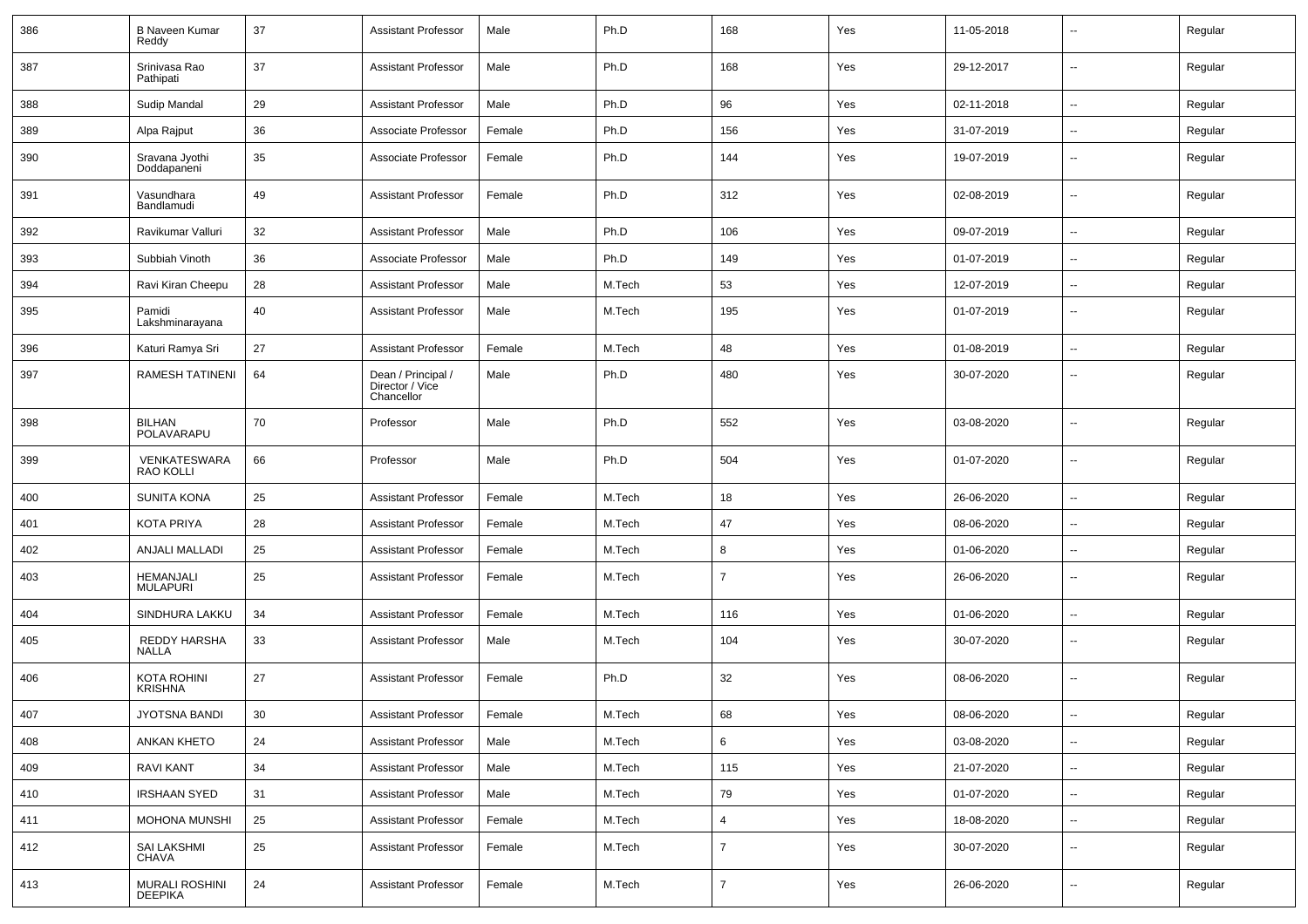| 386 | B Naveen Kumar Reddy | 37 | Assistant Professor | Male | Ph.D | 168 | Yes | 11-05-2018 | -- | Regular |
|---|---|---|---|---|---|---|---|---|---|---|
| 387 | Srinivasa Rao Pathipati | 37 | Assistant Professor | Male | Ph.D | 168 | Yes | 29-12-2017 | -- | Regular |
| 388 | Sudip Mandal | 29 | Assistant Professor | Male | Ph.D | 96 | Yes | 02-11-2018 | -- | Regular |
| 389 | Alpa Rajput | 36 | Associate Professor | Female | Ph.D | 156 | Yes | 31-07-2019 | -- | Regular |
| 390 | Sravana Jyothi Doddapaneni | 35 | Associate Professor | Female | Ph.D | 144 | Yes | 19-07-2019 | -- | Regular |
| 391 | Vasundhara Bandlamudi | 49 | Assistant Professor | Female | Ph.D | 312 | Yes | 02-08-2019 | -- | Regular |
| 392 | Ravikumar Valluri | 32 | Assistant Professor | Male | Ph.D | 106 | Yes | 09-07-2019 | -- | Regular |
| 393 | Subbiah Vinoth | 36 | Associate Professor | Male | Ph.D | 149 | Yes | 01-07-2019 | -- | Regular |
| 394 | Ravi Kiran Cheepu | 28 | Assistant Professor | Male | M.Tech | 53 | Yes | 12-07-2019 | -- | Regular |
| 395 | Pamidi Lakshminarayana | 40 | Assistant Professor | Male | M.Tech | 195 | Yes | 01-07-2019 | -- | Regular |
| 396 | Katuri Ramya Sri | 27 | Assistant Professor | Female | M.Tech | 48 | Yes | 01-08-2019 | -- | Regular |
| 397 | RAMESH TATINENI | 64 | Dean / Principal / Director / Vice Chancellor | Male | Ph.D | 480 | Yes | 30-07-2020 | -- | Regular |
| 398 | BILHAN POLAVARAPU | 70 | Professor | Male | Ph.D | 552 | Yes | 03-08-2020 | -- | Regular |
| 399 | VENKATESWARA RAO KOLLI | 66 | Professor | Male | Ph.D | 504 | Yes | 01-07-2020 | -- | Regular |
| 400 | SUNITA KONA | 25 | Assistant Professor | Female | M.Tech | 18 | Yes | 26-06-2020 | -- | Regular |
| 401 | KOTA PRIYA | 28 | Assistant Professor | Female | M.Tech | 47 | Yes | 08-06-2020 | -- | Regular |
| 402 | ANJALI MALLADI | 25 | Assistant Professor | Female | M.Tech | 8 | Yes | 01-06-2020 | -- | Regular |
| 403 | HEMANJALI MULAPURI | 25 | Assistant Professor | Female | M.Tech | 7 | Yes | 26-06-2020 | -- | Regular |
| 404 | SINDHURA LAKKU | 34 | Assistant Professor | Female | M.Tech | 116 | Yes | 01-06-2020 | -- | Regular |
| 405 | REDDY HARSHA NALLA | 33 | Assistant Professor | Male | M.Tech | 104 | Yes | 30-07-2020 | -- | Regular |
| 406 | KOTA ROHINI KRISHNA | 27 | Assistant Professor | Female | Ph.D | 32 | Yes | 08-06-2020 | -- | Regular |
| 407 | JYOTSNA BANDI | 30 | Assistant Professor | Female | M.Tech | 68 | Yes | 08-06-2020 | -- | Regular |
| 408 | ANKAN KHETO | 24 | Assistant Professor | Male | M.Tech | 6 | Yes | 03-08-2020 | -- | Regular |
| 409 | RAVI KANT | 34 | Assistant Professor | Male | M.Tech | 115 | Yes | 21-07-2020 | -- | Regular |
| 410 | IRSHAAN SYED | 31 | Assistant Professor | Male | M.Tech | 79 | Yes | 01-07-2020 | -- | Regular |
| 411 | MOHONA MUNSHI | 25 | Assistant Professor | Female | M.Tech | 4 | Yes | 18-08-2020 | -- | Regular |
| 412 | SAI LAKSHMI CHAVA | 25 | Assistant Professor | Female | M.Tech | 7 | Yes | 30-07-2020 | -- | Regular |
| 413 | MURALI ROSHINI DEEPIKA | 24 | Assistant Professor | Female | M.Tech | 7 | Yes | 26-06-2020 | -- | Regular |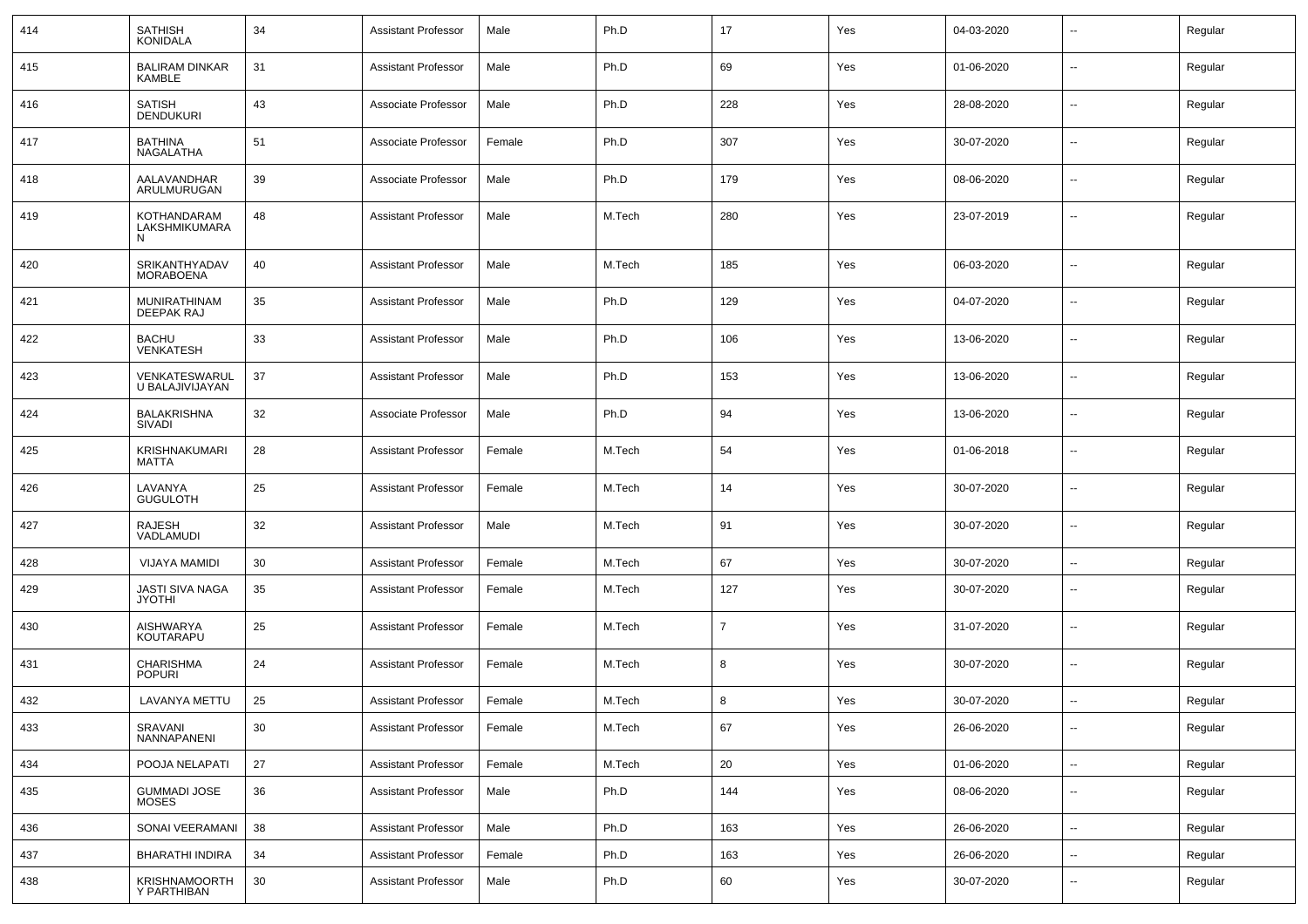| | | | | | | | | | | |
|---|---|---|---|---|---|---|---|---|---|---|
| 414 | SATHISH KONIDALA | 34 | Assistant Professor | Male | Ph.D | 17 | Yes | 04-03-2020 | -- | Regular |
| 415 | BALIRAM DINKAR KAMBLE | 31 | Assistant Professor | Male | Ph.D | 69 | Yes | 01-06-2020 | -- | Regular |
| 416 | SATISH DENDUKURI | 43 | Associate Professor | Male | Ph.D | 228 | Yes | 28-08-2020 | -- | Regular |
| 417 | BATHINA NAGALATHA | 51 | Associate Professor | Female | Ph.D | 307 | Yes | 30-07-2020 | -- | Regular |
| 418 | AALAVANDHAR ARULMURUGAN | 39 | Associate Professor | Male | Ph.D | 179 | Yes | 08-06-2020 | -- | Regular |
| 419 | KOTHANDARAM LAKSHMIKUMARAN | 48 | Assistant Professor | Male | M.Tech | 280 | Yes | 23-07-2019 | -- | Regular |
| 420 | SRIKANTHYADAV MORABOENA | 40 | Assistant Professor | Male | M.Tech | 185 | Yes | 06-03-2020 | -- | Regular |
| 421 | MUNIRATHINAM DEEPAK RAJ | 35 | Assistant Professor | Male | Ph.D | 129 | Yes | 04-07-2020 | -- | Regular |
| 422 | BACHU VENKATESH | 33 | Assistant Professor | Male | Ph.D | 106 | Yes | 13-06-2020 | -- | Regular |
| 423 | VENKATESWARULU BALAJIVIJAYAN | 37 | Assistant Professor | Male | Ph.D | 153 | Yes | 13-06-2020 | -- | Regular |
| 424 | BALAKRISHNA SIVADI | 32 | Associate Professor | Male | Ph.D | 94 | Yes | 13-06-2020 | -- | Regular |
| 425 | KRISHNAKUMARI MATTA | 28 | Assistant Professor | Female | M.Tech | 54 | Yes | 01-06-2018 | -- | Regular |
| 426 | LAVANYA GUGULOTH | 25 | Assistant Professor | Female | M.Tech | 14 | Yes | 30-07-2020 | -- | Regular |
| 427 | RAJESH VADLAMUDI | 32 | Assistant Professor | Male | M.Tech | 91 | Yes | 30-07-2020 | -- | Regular |
| 428 | VIJAYA MAMIDI | 30 | Assistant Professor | Female | M.Tech | 67 | Yes | 30-07-2020 | -- | Regular |
| 429 | JASTI SIVA NAGA JYOTHI | 35 | Assistant Professor | Female | M.Tech | 127 | Yes | 30-07-2020 | -- | Regular |
| 430 | AISHWARYA KOUTARAPU | 25 | Assistant Professor | Female | M.Tech | 7 | Yes | 31-07-2020 | -- | Regular |
| 431 | CHARISHMA POPURI | 24 | Assistant Professor | Female | M.Tech | 8 | Yes | 30-07-2020 | -- | Regular |
| 432 | LAVANYA METTU | 25 | Assistant Professor | Female | M.Tech | 8 | Yes | 30-07-2020 | -- | Regular |
| 433 | SRAVANI NANNAPANENI | 30 | Assistant Professor | Female | M.Tech | 67 | Yes | 26-06-2020 | -- | Regular |
| 434 | POOJA NELAPATI | 27 | Assistant Professor | Female | M.Tech | 20 | Yes | 01-06-2020 | -- | Regular |
| 435 | GUMMADI JOSE MOSES | 36 | Assistant Professor | Male | Ph.D | 144 | Yes | 08-06-2020 | -- | Regular |
| 436 | SONAI VEERAMANI | 38 | Assistant Professor | Male | Ph.D | 163 | Yes | 26-06-2020 | -- | Regular |
| 437 | BHARATHI INDIRA | 34 | Assistant Professor | Female | Ph.D | 163 | Yes | 26-06-2020 | -- | Regular |
| 438 | KRISHNAMOORTHY PARTHIBAN | 30 | Assistant Professor | Male | Ph.D | 60 | Yes | 30-07-2020 | -- | Regular |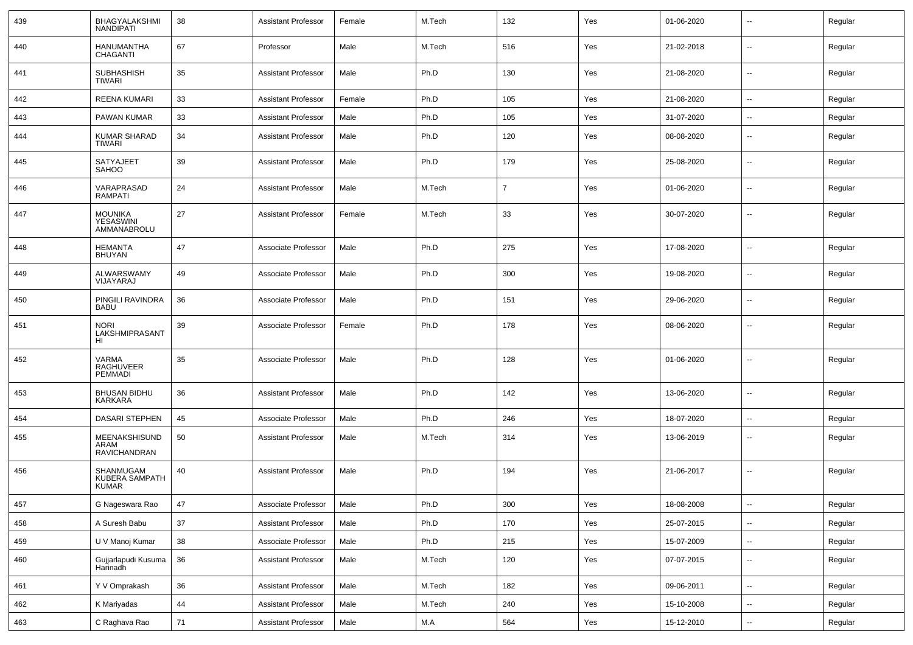| 439 | BHAGYALAKSHMI NANDIPATI | 38 | Assistant Professor | Female | M.Tech | 132 | Yes | 01-06-2020 | -- | Regular |
|---|---|---|---|---|---|---|---|---|---|---|
| 440 | HANUMANTHA CHAGANTI | 67 | Professor | Male | M.Tech | 516 | Yes | 21-02-2018 | -- | Regular |
| 441 | SUBHASHISH TIWARI | 35 | Assistant Professor | Male | Ph.D | 130 | Yes | 21-08-2020 | -- | Regular |
| 442 | REENA KUMARI | 33 | Assistant Professor | Female | Ph.D | 105 | Yes | 21-08-2020 | -- | Regular |
| 443 | PAWAN KUMAR | 33 | Assistant Professor | Male | Ph.D | 105 | Yes | 31-07-2020 | -- | Regular |
| 444 | KUMAR SHARAD TIWARI | 34 | Assistant Professor | Male | Ph.D | 120 | Yes | 08-08-2020 | -- | Regular |
| 445 | SATYAJEET SAHOO | 39 | Assistant Professor | Male | Ph.D | 179 | Yes | 25-08-2020 | -- | Regular |
| 446 | VARAPRASAD RAMPATI | 24 | Assistant Professor | Male | M.Tech | 7 | Yes | 01-06-2020 | -- | Regular |
| 447 | MOUNIKA YESASWINI AMMANABROLU | 27 | Assistant Professor | Female | M.Tech | 33 | Yes | 30-07-2020 | -- | Regular |
| 448 | HEMANTA BHUYAN | 47 | Associate Professor | Male | Ph.D | 275 | Yes | 17-08-2020 | -- | Regular |
| 449 | ALWARSWAMY VIJAYARAJ | 49 | Associate Professor | Male | Ph.D | 300 | Yes | 19-08-2020 | -- | Regular |
| 450 | PINGILI RAVINDRA BABU | 36 | Associate Professor | Male | Ph.D | 151 | Yes | 29-06-2020 | -- | Regular |
| 451 | NORI LAKSHMIPRASANTHI | 39 | Associate Professor | Female | Ph.D | 178 | Yes | 08-06-2020 | -- | Regular |
| 452 | VARMA RAGHUVEER PEMMADI | 35 | Associate Professor | Male | Ph.D | 128 | Yes | 01-06-2020 | -- | Regular |
| 453 | BHUSAN BIDHU KARKARA | 36 | Assistant Professor | Male | Ph.D | 142 | Yes | 13-06-2020 | -- | Regular |
| 454 | DASARI STEPHEN | 45 | Associate Professor | Male | Ph.D | 246 | Yes | 18-07-2020 | -- | Regular |
| 455 | MEENAKSHISUNDARAM RAVICHANDRAN | 50 | Assistant Professor | Male | M.Tech | 314 | Yes | 13-06-2019 | -- | Regular |
| 456 | SHANMUGAM KUBERA SAMPATH KUMAR | 40 | Assistant Professor | Male | Ph.D | 194 | Yes | 21-06-2017 | -- | Regular |
| 457 | G Nageswara Rao | 47 | Associate Professor | Male | Ph.D | 300 | Yes | 18-08-2008 | -- | Regular |
| 458 | A Suresh Babu | 37 | Assistant Professor | Male | Ph.D | 170 | Yes | 25-07-2015 | -- | Regular |
| 459 | U V Manoj Kumar | 38 | Associate Professor | Male | Ph.D | 215 | Yes | 15-07-2009 | -- | Regular |
| 460 | Gujjarlapudi Kusuma Harinadh | 36 | Assistant Professor | Male | M.Tech | 120 | Yes | 07-07-2015 | -- | Regular |
| 461 | Y V Omprakash | 36 | Assistant Professor | Male | M.Tech | 182 | Yes | 09-06-2011 | -- | Regular |
| 462 | K Mariyadas | 44 | Assistant Professor | Male | M.Tech | 240 | Yes | 15-10-2008 | -- | Regular |
| 463 | C Raghava Rao | 71 | Assistant Professor | Male | M.A | 564 | Yes | 15-12-2010 | -- | Regular |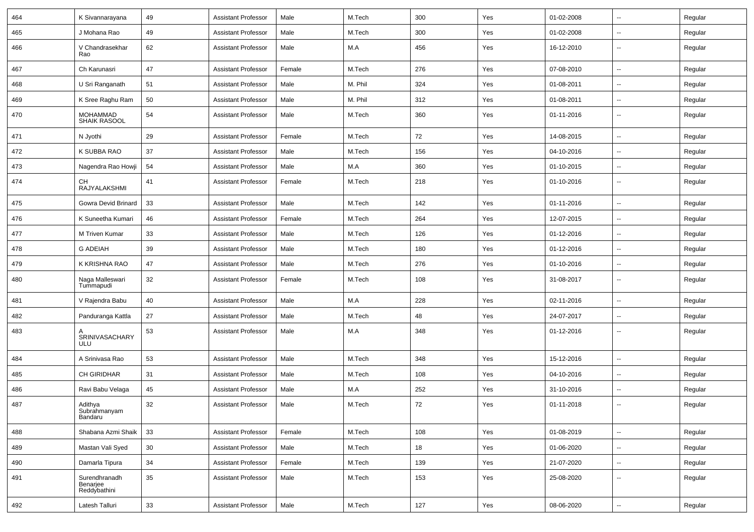| 464 | K Sivannarayana | 49 | Assistant Professor | Male | M.Tech | 300 | Yes | 01-02-2008 | -- | Regular |
|---|---|---|---|---|---|---|---|---|---|---|
| 465 | J Mohana Rao | 49 | Assistant Professor | Male | M.Tech | 300 | Yes | 01-02-2008 | -- | Regular |
| 466 | V Chandrasekhar Rao | 62 | Assistant Professor | Male | M.A | 456 | Yes | 16-12-2010 | -- | Regular |
| 467 | Ch Karunasri | 47 | Assistant Professor | Female | M.Tech | 276 | Yes | 07-08-2010 | -- | Regular |
| 468 | U Sri Ranganath | 51 | Assistant Professor | Male | M. Phil | 324 | Yes | 01-08-2011 | -- | Regular |
| 469 | K Sree Raghu Ram | 50 | Assistant Professor | Male | M. Phil | 312 | Yes | 01-08-2011 | -- | Regular |
| 470 | MOHAMMAD SHAIK RASOOL | 54 | Assistant Professor | Male | M.Tech | 360 | Yes | 01-11-2016 | -- | Regular |
| 471 | N Jyothi | 29 | Assistant Professor | Female | M.Tech | 72 | Yes | 14-08-2015 | -- | Regular |
| 472 | K SUBBA RAO | 37 | Assistant Professor | Male | M.Tech | 156 | Yes | 04-10-2016 | -- | Regular |
| 473 | Nagendra Rao Howji | 54 | Assistant Professor | Male | M.A | 360 | Yes | 01-10-2015 | -- | Regular |
| 474 | CH RAJYALAKSHMI | 41 | Assistant Professor | Female | M.Tech | 218 | Yes | 01-10-2016 | -- | Regular |
| 475 | Gowra Devid Brinard | 33 | Assistant Professor | Male | M.Tech | 142 | Yes | 01-11-2016 | -- | Regular |
| 476 | K Suneetha Kumari | 46 | Assistant Professor | Female | M.Tech | 264 | Yes | 12-07-2015 | -- | Regular |
| 477 | M Triven Kumar | 33 | Assistant Professor | Male | M.Tech | 126 | Yes | 01-12-2016 | -- | Regular |
| 478 | G ADEIAH | 39 | Assistant Professor | Male | M.Tech | 180 | Yes | 01-12-2016 | -- | Regular |
| 479 | K KRISHNA RAO | 47 | Assistant Professor | Male | M.Tech | 276 | Yes | 01-10-2016 | -- | Regular |
| 480 | Naga Malleswari Tummapudi | 32 | Assistant Professor | Female | M.Tech | 108 | Yes | 31-08-2017 | -- | Regular |
| 481 | V Rajendra Babu | 40 | Assistant Professor | Male | M.A | 228 | Yes | 02-11-2016 | -- | Regular |
| 482 | Panduranga Kattla | 27 | Assistant Professor | Male | M.Tech | 48 | Yes | 24-07-2017 | -- | Regular |
| 483 | A SRINIVASACHARY ULU | 53 | Assistant Professor | Male | M.A | 348 | Yes | 01-12-2016 | -- | Regular |
| 484 | A Srinivasa Rao | 53 | Assistant Professor | Male | M.Tech | 348 | Yes | 15-12-2016 | -- | Regular |
| 485 | CH GIRIDHAR | 31 | Assistant Professor | Male | M.Tech | 108 | Yes | 04-10-2016 | -- | Regular |
| 486 | Ravi Babu Velaga | 45 | Assistant Professor | Male | M.A | 252 | Yes | 31-10-2016 | -- | Regular |
| 487 | Adithya Subrahmanyam Bandaru | 32 | Assistant Professor | Male | M.Tech | 72 | Yes | 01-11-2018 | -- | Regular |
| 488 | Shabana Azmi Shaik | 33 | Assistant Professor | Female | M.Tech | 108 | Yes | 01-08-2019 | -- | Regular |
| 489 | Mastan Vali Syed | 30 | Assistant Professor | Male | M.Tech | 18 | Yes | 01-06-2020 | -- | Regular |
| 490 | Damarla Tipura | 34 | Assistant Professor | Female | M.Tech | 139 | Yes | 21-07-2020 | -- | Regular |
| 491 | Surendhranadh Benarjee Reddybathini | 35 | Assistant Professor | Male | M.Tech | 153 | Yes | 25-08-2020 | -- | Regular |
| 492 | Latesh Talluri | 33 | Assistant Professor | Male | M.Tech | 127 | Yes | 08-06-2020 | -- | Regular |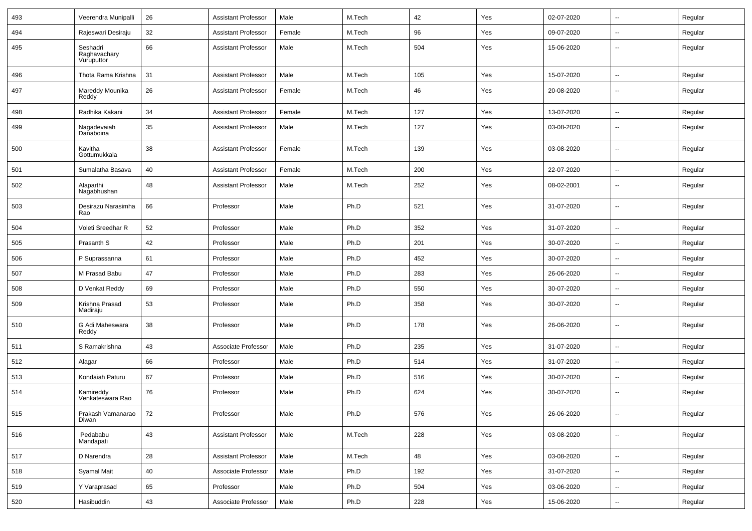| 493 | Veerendra Munipalli | 26 | Assistant Professor | Male | M.Tech | 42 | Yes | 02-07-2020 | -- | Regular |
|---|---|---|---|---|---|---|---|---|---|---|
| 494 | Rajeswari Desiraju | 32 | Assistant Professor | Female | M.Tech | 96 | Yes | 09-07-2020 | -- | Regular |
| 495 | Seshadri Raghavachary Vuruputtor | 66 | Assistant Professor | Male | M.Tech | 504 | Yes | 15-06-2020 | -- | Regular |
| 496 | Thota Rama Krishna | 31 | Assistant Professor | Male | M.Tech | 105 | Yes | 15-07-2020 | -- | Regular |
| 497 | Mareddy Mounika Reddy | 26 | Assistant Professor | Female | M.Tech | 46 | Yes | 20-08-2020 | -- | Regular |
| 498 | Radhika Kakani | 34 | Assistant Professor | Female | M.Tech | 127 | Yes | 13-07-2020 | -- | Regular |
| 499 | Nagadevaiah Danaboina | 35 | Assistant Professor | Male | M.Tech | 127 | Yes | 03-08-2020 | -- | Regular |
| 500 | Kavitha Gottumukkala | 38 | Assistant Professor | Female | M.Tech | 139 | Yes | 03-08-2020 | -- | Regular |
| 501 | Sumalatha Basava | 40 | Assistant Professor | Female | M.Tech | 200 | Yes | 22-07-2020 | -- | Regular |
| 502 | Alaparthi Nagabhushan | 48 | Assistant Professor | Male | M.Tech | 252 | Yes | 08-02-2001 | -- | Regular |
| 503 | Desirazu Narasimha Rao | 66 | Professor | Male | Ph.D | 521 | Yes | 31-07-2020 | -- | Regular |
| 504 | Voleti Sreedhar R | 52 | Professor | Male | Ph.D | 352 | Yes | 31-07-2020 | -- | Regular |
| 505 | Prasanth S | 42 | Professor | Male | Ph.D | 201 | Yes | 30-07-2020 | -- | Regular |
| 506 | P Suprassanna | 61 | Professor | Male | Ph.D | 452 | Yes | 30-07-2020 | -- | Regular |
| 507 | M Prasad Babu | 47 | Professor | Male | Ph.D | 283 | Yes | 26-06-2020 | -- | Regular |
| 508 | D Venkat Reddy | 69 | Professor | Male | Ph.D | 550 | Yes | 30-07-2020 | -- | Regular |
| 509 | Krishna Prasad Madiraju | 53 | Professor | Male | Ph.D | 358 | Yes | 30-07-2020 | -- | Regular |
| 510 | G Adi Maheswara Reddy | 38 | Professor | Male | Ph.D | 178 | Yes | 26-06-2020 | -- | Regular |
| 511 | S Ramakrishna | 43 | Associate Professor | Male | Ph.D | 235 | Yes | 31-07-2020 | -- | Regular |
| 512 | Alagar | 66 | Professor | Male | Ph.D | 514 | Yes | 31-07-2020 | -- | Regular |
| 513 | Kondaiah Paturu | 67 | Professor | Male | Ph.D | 516 | Yes | 30-07-2020 | -- | Regular |
| 514 | Kamireddy Venkateswara Rao | 76 | Professor | Male | Ph.D | 624 | Yes | 30-07-2020 | -- | Regular |
| 515 | Prakash Vamanarao Diwan | 72 | Professor | Male | Ph.D | 576 | Yes | 26-06-2020 | -- | Regular |
| 516 | Pedababu Mandapati | 43 | Assistant Professor | Male | M.Tech | 228 | Yes | 03-08-2020 | -- | Regular |
| 517 | D Narendra | 28 | Assistant Professor | Male | M.Tech | 48 | Yes | 03-08-2020 | -- | Regular |
| 518 | Syamal Mait | 40 | Associate Professor | Male | Ph.D | 192 | Yes | 31-07-2020 | -- | Regular |
| 519 | Y Varaprasad | 65 | Professor | Male | Ph.D | 504 | Yes | 03-06-2020 | -- | Regular |
| 520 | Hasibuddin | 43 | Associate Professor | Male | Ph.D | 228 | Yes | 15-06-2020 | -- | Regular |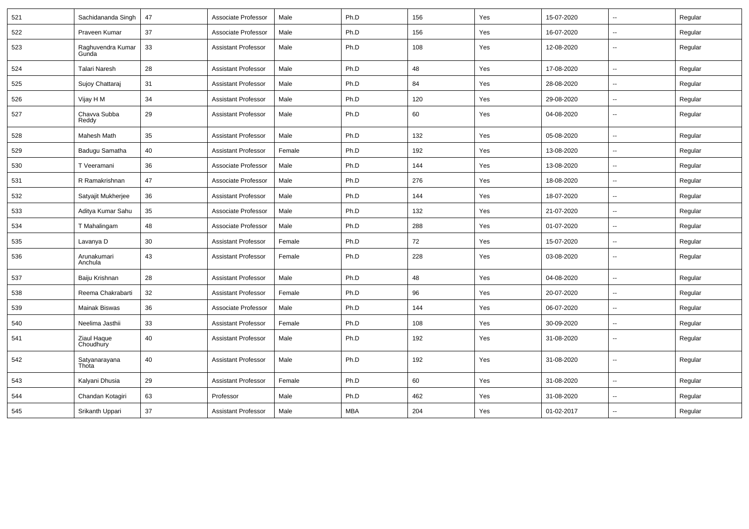| | | | | | | | | | | |
|---|---|---|---|---|---|---|---|---|---|---|
| 521 | Sachidananda Singh | 47 | Associate Professor | Male | Ph.D | 156 | Yes | 15-07-2020 | -- | Regular |
| 522 | Praveen Kumar | 37 | Associate Professor | Male | Ph.D | 156 | Yes | 16-07-2020 | -- | Regular |
| 523 | Raghuvendra Kumar Gunda | 33 | Assistant Professor | Male | Ph.D | 108 | Yes | 12-08-2020 | -- | Regular |
| 524 | Talari Naresh | 28 | Assistant Professor | Male | Ph.D | 48 | Yes | 17-08-2020 | -- | Regular |
| 525 | Sujoy Chattaraj | 31 | Assistant Professor | Male | Ph.D | 84 | Yes | 28-08-2020 | -- | Regular |
| 526 | Vijay H M | 34 | Assistant Professor | Male | Ph.D | 120 | Yes | 29-08-2020 | -- | Regular |
| 527 | Chavva Subba Reddy | 29 | Assistant Professor | Male | Ph.D | 60 | Yes | 04-08-2020 | -- | Regular |
| 528 | Mahesh Math | 35 | Assistant Professor | Male | Ph.D | 132 | Yes | 05-08-2020 | -- | Regular |
| 529 | Badugu Samatha | 40 | Assistant Professor | Female | Ph.D | 192 | Yes | 13-08-2020 | -- | Regular |
| 530 | T Veeramani | 36 | Associate Professor | Male | Ph.D | 144 | Yes | 13-08-2020 | -- | Regular |
| 531 | R Ramakrishnan | 47 | Associate Professor | Male | Ph.D | 276 | Yes | 18-08-2020 | -- | Regular |
| 532 | Satyajit Mukherjee | 36 | Assistant Professor | Male | Ph.D | 144 | Yes | 18-07-2020 | -- | Regular |
| 533 | Aditya Kumar Sahu | 35 | Associate Professor | Male | Ph.D | 132 | Yes | 21-07-2020 | -- | Regular |
| 534 | T Mahalingam | 48 | Associate Professor | Male | Ph.D | 288 | Yes | 01-07-2020 | -- | Regular |
| 535 | Lavanya D | 30 | Assistant Professor | Female | Ph.D | 72 | Yes | 15-07-2020 | -- | Regular |
| 536 | Arunakumari Anchula | 43 | Assistant Professor | Female | Ph.D | 228 | Yes | 03-08-2020 | -- | Regular |
| 537 | Baiju Krishnan | 28 | Assistant Professor | Male | Ph.D | 48 | Yes | 04-08-2020 | -- | Regular |
| 538 | Reema Chakrabarti | 32 | Assistant Professor | Female | Ph.D | 96 | Yes | 20-07-2020 | -- | Regular |
| 539 | Mainak Biswas | 36 | Associate Professor | Male | Ph.D | 144 | Yes | 06-07-2020 | -- | Regular |
| 540 | Neelima Jasthii | 33 | Assistant Professor | Female | Ph.D | 108 | Yes | 30-09-2020 | -- | Regular |
| 541 | Ziaul Haque Choudhury | 40 | Assistant Professor | Male | Ph.D | 192 | Yes | 31-08-2020 | -- | Regular |
| 542 | Satyanarayana Thota | 40 | Assistant Professor | Male | Ph.D | 192 | Yes | 31-08-2020 | -- | Regular |
| 543 | Kalyani Dhusia | 29 | Assistant Professor | Female | Ph.D | 60 | Yes | 31-08-2020 | -- | Regular |
| 544 | Chandan Kotagiri | 63 | Professor | Male | Ph.D | 462 | Yes | 31-08-2020 | -- | Regular |
| 545 | Srikanth Uppari | 37 | Assistant Professor | Male | MBA | 204 | Yes | 01-02-2017 | -- | Regular |